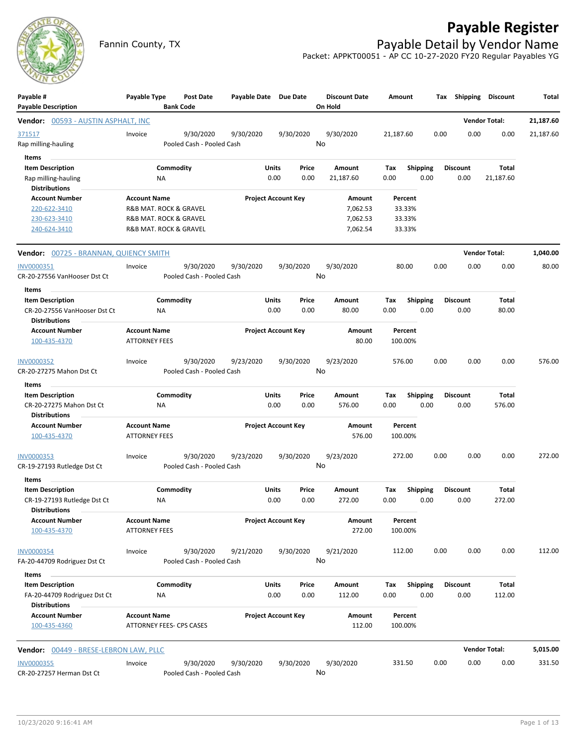# Payable Register

Fannin County, TX

## Payable Detail by Vendor Name

Packet: APPKT00051 - AP CC 10-27-2020 FY20 Regular Payables YG

| Payable # / Payable Description | Payable Type | Post Date / Bank Code | Payable Date | Due Date | Discount Date / On Hold | Amount | Tax | Shipping | Discount | Total |
|---|---|---|---|---|---|---|---|---|---|---|

**Vendor: 00593 - AUSTIN ASPHALT, INC** — Vendor Total: **21,187.60**

| Payable # | Payable Type | Post Date | Payable Date | Due Date | Discount Date | Amount | Tax | Shipping | Discount | Total |
|---|---|---|---|---|---|---|---|---|---|---|
| 371517 | Invoice | 9/30/2020 | 9/30/2020 | 9/30/2020 | 9/30/2020 | 21,187.60 | 0.00 | 0.00 | 0.00 | 21,187.60 |
| Rap milling-hauling | | Pooled Cash - Pooled Cash | | | No | | | | | |

Items

| Item Description | Commodity | Units | Price | Amount | Tax | Shipping | Discount | Total |
|---|---|---|---|---|---|---|---|---|
| Rap milling-hauling | NA | 0.00 | 0.00 | 21,187.60 | 0.00 | 0.00 | 0.00 | 21,187.60 |

Distributions

| Account Number | Account Name | Project Account Key | Amount | Percent |
|---|---|---|---|---|
| 220-622-3410 | R&B MAT. ROCK & GRAVEL | | 7,062.53 | 33.33% |
| 230-623-3410 | R&B MAT. ROCK & GRAVEL | | 7,062.53 | 33.33% |
| 240-624-3410 | R&B MAT. ROCK & GRAVEL | | 7,062.54 | 33.33% |

**Vendor: 00725 - BRANNAN, QUIENCY SMITH** — Vendor Total: **1,040.00**

| Payable # | Payable Type | Post Date | Payable Date | Due Date | Discount Date | Amount | Tax | Shipping | Discount | Total |
|---|---|---|---|---|---|---|---|---|---|---|
| INV0000351 | Invoice | 9/30/2020 | 9/30/2020 | 9/30/2020 | 9/30/2020 | 80.00 | 0.00 | 0.00 | 0.00 | 80.00 |
| CR-20-27556 VanHooser Dst Ct | | Pooled Cash - Pooled Cash | | | No | | | | | |

Items

| Item Description | Commodity | Units | Price | Amount | Tax | Shipping | Discount | Total |
|---|---|---|---|---|---|---|---|---|
| CR-20-27556 VanHooser Dst Ct | NA | 0.00 | 0.00 | 80.00 | 0.00 | 0.00 | 0.00 | 80.00 |

Distributions

| Account Number | Account Name | Project Account Key | Amount | Percent |
|---|---|---|---|---|
| 100-435-4370 | ATTORNEY FEES | | 80.00 | 100.00% |

| Payable # | Payable Type | Post Date | Payable Date | Due Date | Discount Date | Amount | Tax | Shipping | Discount | Total |
|---|---|---|---|---|---|---|---|---|---|---|
| INV0000352 | Invoice | 9/30/2020 | 9/23/2020 | 9/30/2020 | 9/23/2020 | 576.00 | 0.00 | 0.00 | 0.00 | 576.00 |
| CR-20-27275 Mahon Dst Ct | | Pooled Cash - Pooled Cash | | | No | | | | | |

Items

| Item Description | Commodity | Units | Price | Amount | Tax | Shipping | Discount | Total |
|---|---|---|---|---|---|---|---|---|
| CR-20-27275 Mahon Dst Ct | NA | 0.00 | 0.00 | 576.00 | 0.00 | 0.00 | 0.00 | 576.00 |

Distributions

| Account Number | Account Name | Project Account Key | Amount | Percent |
|---|---|---|---|---|
| 100-435-4370 | ATTORNEY FEES | | 576.00 | 100.00% |

| Payable # | Payable Type | Post Date | Payable Date | Due Date | Discount Date | Amount | Tax | Shipping | Discount | Total |
|---|---|---|---|---|---|---|---|---|---|---|
| INV0000353 | Invoice | 9/30/2020 | 9/23/2020 | 9/30/2020 | 9/23/2020 | 272.00 | 0.00 | 0.00 | 0.00 | 272.00 |
| CR-19-27193 Rutledge Dst Ct | | Pooled Cash - Pooled Cash | | | No | | | | | |

Items

| Item Description | Commodity | Units | Price | Amount | Tax | Shipping | Discount | Total |
|---|---|---|---|---|---|---|---|---|
| CR-19-27193 Rutledge Dst Ct | NA | 0.00 | 0.00 | 272.00 | 0.00 | 0.00 | 0.00 | 272.00 |

Distributions

| Account Number | Account Name | Project Account Key | Amount | Percent |
|---|---|---|---|---|
| 100-435-4370 | ATTORNEY FEES | | 272.00 | 100.00% |

| Payable # | Payable Type | Post Date | Payable Date | Due Date | Discount Date | Amount | Tax | Shipping | Discount | Total |
|---|---|---|---|---|---|---|---|---|---|---|
| INV0000354 | Invoice | 9/30/2020 | 9/21/2020 | 9/30/2020 | 9/21/2020 | 112.00 | 0.00 | 0.00 | 0.00 | 112.00 |
| FA-20-44709 Rodriguez Dst Ct | | Pooled Cash - Pooled Cash | | | No | | | | | |

Items

| Item Description | Commodity | Units | Price | Amount | Tax | Shipping | Discount | Total |
|---|---|---|---|---|---|---|---|---|
| FA-20-44709 Rodriguez Dst Ct | NA | 0.00 | 0.00 | 112.00 | 0.00 | 0.00 | 0.00 | 112.00 |

Distributions

| Account Number | Account Name | Project Account Key | Amount | Percent |
|---|---|---|---|---|
| 100-435-4360 | ATTORNEY FEES- CPS CASES | | 112.00 | 100.00% |

**Vendor: 00449 - BRESE-LEBRON LAW, PLLC** — Vendor Total: **5,015.00**

| Payable # | Payable Type | Post Date | Payable Date | Due Date | Discount Date | Amount | Tax | Shipping | Discount | Total |
|---|---|---|---|---|---|---|---|---|---|---|
| INV0000355 | Invoice | 9/30/2020 | 9/30/2020 | 9/30/2020 | 9/30/2020 | 331.50 | 0.00 | 0.00 | 0.00 | 331.50 |
| CR-20-27257 Herman Dst Ct | | Pooled Cash - Pooled Cash | | | No | | | | | |

10/23/2020 9:16:41 AM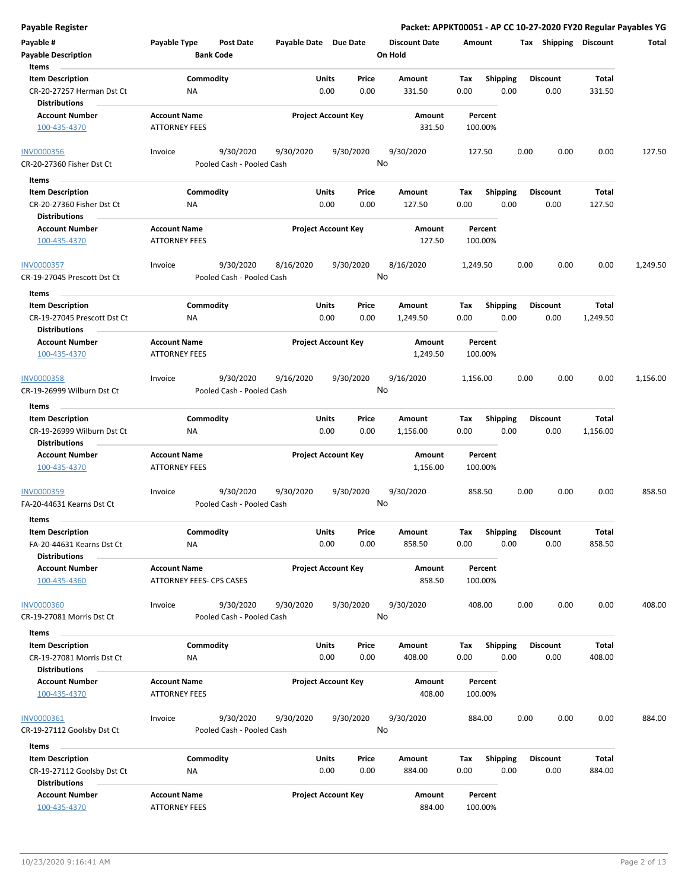**Payable Register**

**Packet: APPKT00051 - AP CC 10-27-2020 FY20 Regular Payables YG**

| Payable # | Payable Type | Post Date | Payable Date | Due Date | Discount Date | Amount | Tax | Shipping | Discount | Total |
|---|---|---|---|---|---|---|---|---|---|---|
| **Payable Description** | | **Bank Code** | | | **On Hold** | | | | | |

**Items**

| Item Description | Commodity | Units | Price | Amount | Tax | Shipping | Discount | Total |
|---|---|---|---|---|---|---|---|---|
| CR-20-27257 Herman Dst Ct | NA | 0.00 | 0.00 | 331.50 | 0.00 | 0.00 | 0.00 | 331.50 |

**Distributions**

| Account Number | Account Name | Project Account Key | Amount | Percent |
|---|---|---|---|---|
| 100-435-4370 | ATTORNEY FEES | | 331.50 | 100.00% |

---

| Payable # | Payable Type | Post Date | Payable Date | Due Date | Discount Date | Amount | Tax | Shipping | Discount | Total |
|---|---|---|---|---|---|---|---|---|---|---|
| INV0000356 | Invoice | 9/30/2020 | 9/30/2020 | 9/30/2020 | 9/30/2020 | 127.50 | 0.00 | 0.00 | 0.00 | 127.50 |
| CR-20-27360 Fisher Dst Ct | | Pooled Cash - Pooled Cash | | | No | | | | | |

**Items**

| Item Description | Commodity | Units | Price | Amount | Tax | Shipping | Discount | Total |
|---|---|---|---|---|---|---|---|---|
| CR-20-27360 Fisher Dst Ct | NA | 0.00 | 0.00 | 127.50 | 0.00 | 0.00 | 0.00 | 127.50 |

**Distributions**

| Account Number | Account Name | Project Account Key | Amount | Percent |
|---|---|---|---|---|
| 100-435-4370 | ATTORNEY FEES | | 127.50 | 100.00% |

---

| Payable # | Payable Type | Post Date | Payable Date | Due Date | Discount Date | Amount | Tax | Shipping | Discount | Total |
|---|---|---|---|---|---|---|---|---|---|---|
| INV0000357 | Invoice | 9/30/2020 | 8/16/2020 | 9/30/2020 | 8/16/2020 | 1,249.50 | 0.00 | 0.00 | 0.00 | 1,249.50 |
| CR-19-27045 Prescott Dst Ct | | Pooled Cash - Pooled Cash | | | No | | | | | |

**Items**

| Item Description | Commodity | Units | Price | Amount | Tax | Shipping | Discount | Total |
|---|---|---|---|---|---|---|---|---|
| CR-19-27045 Prescott Dst Ct | NA | 0.00 | 0.00 | 1,249.50 | 0.00 | 0.00 | 0.00 | 1,249.50 |

**Distributions**

| Account Number | Account Name | Project Account Key | Amount | Percent |
|---|---|---|---|---|
| 100-435-4370 | ATTORNEY FEES | | 1,249.50 | 100.00% |

---

| Payable # | Payable Type | Post Date | Payable Date | Due Date | Discount Date | Amount | Tax | Shipping | Discount | Total |
|---|---|---|---|---|---|---|---|---|---|---|
| INV0000358 | Invoice | 9/30/2020 | 9/16/2020 | 9/30/2020 | 9/16/2020 | 1,156.00 | 0.00 | 0.00 | 0.00 | 1,156.00 |
| CR-19-26999 Wilburn Dst Ct | | Pooled Cash - Pooled Cash | | | No | | | | | |

**Items**

| Item Description | Commodity | Units | Price | Amount | Tax | Shipping | Discount | Total |
|---|---|---|---|---|---|---|---|---|
| CR-19-26999 Wilburn Dst Ct | NA | 0.00 | 0.00 | 1,156.00 | 0.00 | 0.00 | 0.00 | 1,156.00 |

**Distributions**

| Account Number | Account Name | Project Account Key | Amount | Percent |
|---|---|---|---|---|
| 100-435-4370 | ATTORNEY FEES | | 1,156.00 | 100.00% |

---

| Payable # | Payable Type | Post Date | Payable Date | Due Date | Discount Date | Amount | Tax | Shipping | Discount | Total |
|---|---|---|---|---|---|---|---|---|---|---|
| INV0000359 | Invoice | 9/30/2020 | 9/30/2020 | 9/30/2020 | 9/30/2020 | 858.50 | 0.00 | 0.00 | 0.00 | 858.50 |
| FA-20-44631 Kearns Dst Ct | | Pooled Cash - Pooled Cash | | | No | | | | | |

**Items**

| Item Description | Commodity | Units | Price | Amount | Tax | Shipping | Discount | Total |
|---|---|---|---|---|---|---|---|---|
| FA-20-44631 Kearns Dst Ct | NA | 0.00 | 0.00 | 858.50 | 0.00 | 0.00 | 0.00 | 858.50 |

**Distributions**

| Account Number | Account Name | Project Account Key | Amount | Percent |
|---|---|---|---|---|
| 100-435-4360 | ATTORNEY FEES- CPS CASES | | 858.50 | 100.00% |

---

| Payable # | Payable Type | Post Date | Payable Date | Due Date | Discount Date | Amount | Tax | Shipping | Discount | Total |
|---|---|---|---|---|---|---|---|---|---|---|
| INV0000360 | Invoice | 9/30/2020 | 9/30/2020 | 9/30/2020 | 9/30/2020 | 408.00 | 0.00 | 0.00 | 0.00 | 408.00 |
| CR-19-27081 Morris Dst Ct | | Pooled Cash - Pooled Cash | | | No | | | | | |

**Items**

| Item Description | Commodity | Units | Price | Amount | Tax | Shipping | Discount | Total |
|---|---|---|---|---|---|---|---|---|
| CR-19-27081 Morris Dst Ct | NA | 0.00 | 0.00 | 408.00 | 0.00 | 0.00 | 0.00 | 408.00 |

**Distributions**

| Account Number | Account Name | Project Account Key | Amount | Percent |
|---|---|---|---|---|
| 100-435-4370 | ATTORNEY FEES | | 408.00 | 100.00% |

---

| Payable # | Payable Type | Post Date | Payable Date | Due Date | Discount Date | Amount | Tax | Shipping | Discount | Total |
|---|---|---|---|---|---|---|---|---|---|---|
| INV0000361 | Invoice | 9/30/2020 | 9/30/2020 | 9/30/2020 | 9/30/2020 | 884.00 | 0.00 | 0.00 | 0.00 | 884.00 |
| CR-19-27112 Goolsby Dst Ct | | Pooled Cash - Pooled Cash | | | No | | | | | |

**Items**

| Item Description | Commodity | Units | Price | Amount | Tax | Shipping | Discount | Total |
|---|---|---|---|---|---|---|---|---|
| CR-19-27112 Goolsby Dst Ct | NA | 0.00 | 0.00 | 884.00 | 0.00 | 0.00 | 0.00 | 884.00 |

**Distributions**

| Account Number | Account Name | Project Account Key | Amount | Percent |
|---|---|---|---|---|
| 100-435-4370 | ATTORNEY FEES | | 884.00 | 100.00% |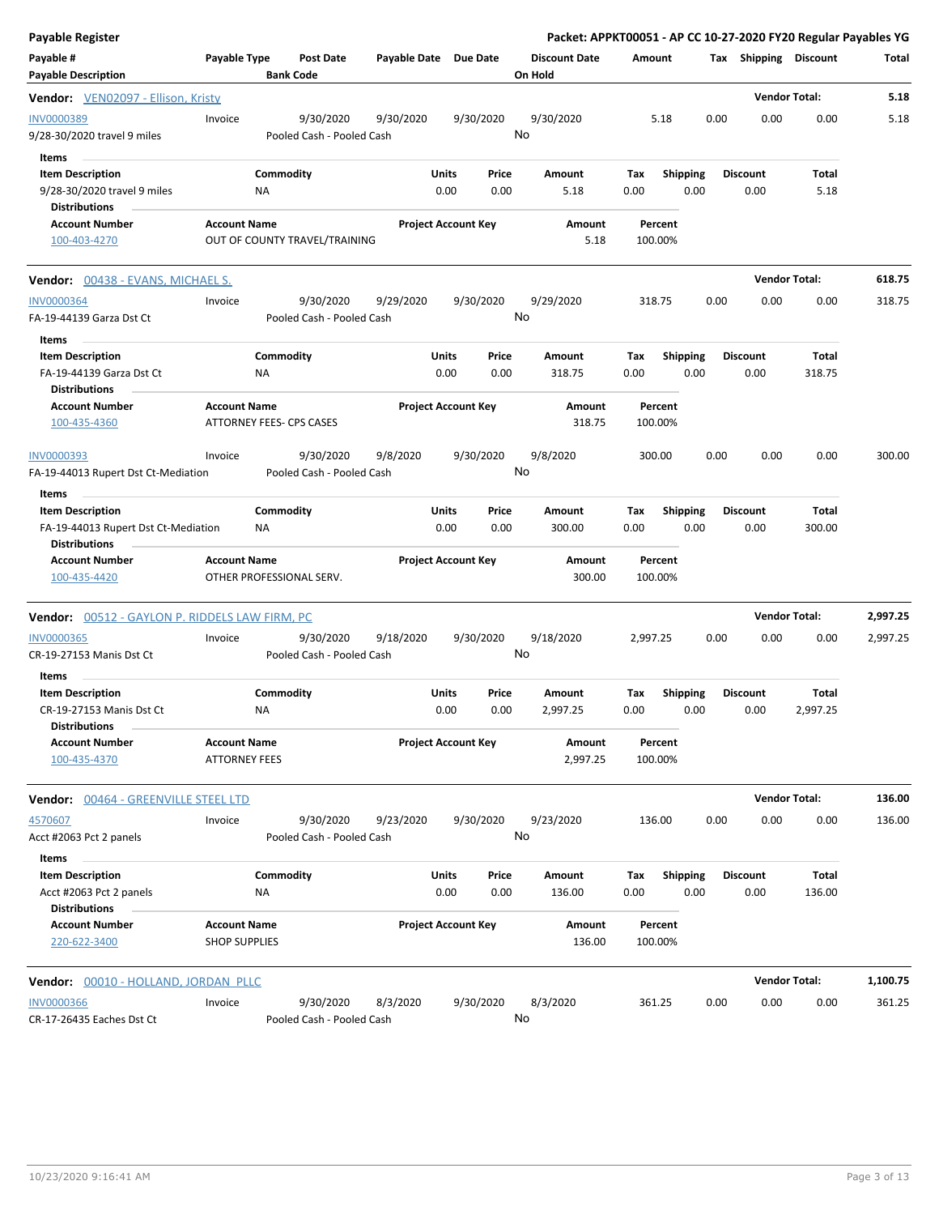**Payable Register** — **Packet: APPKT00051 - AP CC 10-27-2020 FY20 Regular Payables YG**

| Payable # / Payable Description | Payable Type | Post Date / Bank Code | Payable Date | Due Date | Discount Date / On Hold | Amount | Tax | Shipping | Discount | Total |
|---|---|---|---|---|---|---|---|---|---|---|

**Vendor: VEN02097 - Ellison, Kristy** — Vendor Total: 5.18

| Payable # | Payable Type | Post Date | Payable Date | Due Date | Discount Date | Amount | Tax | Shipping | Discount | Total |
|---|---|---|---|---|---|---|---|---|---|---|
| INV0000389 | Invoice | 9/30/2020 | 9/30/2020 | 9/30/2020 | 9/30/2020 | 5.18 | 0.00 | 0.00 | 0.00 | 5.18 |
| 9/28-30/2020 travel 9 miles | | Pooled Cash - Pooled Cash | | | No | | | | | |

Items

| Item Description | Commodity | Units | Price | Amount | Tax | Shipping | Discount | Total |
|---|---|---|---|---|---|---|---|---|
| 9/28-30/2020 travel 9 miles | NA | 0.00 | 0.00 | 5.18 | 0.00 | 0.00 | 0.00 | 5.18 |

Distributions

| Account Number | Account Name | Project Account Key | Amount | Percent |
|---|---|---|---|---|
| 100-403-4270 | OUT OF COUNTY TRAVEL/TRAINING | | 5.18 | 100.00% |

**Vendor: 00438 - EVANS, MICHAEL S.** — Vendor Total: 618.75

| Payable # | Payable Type | Post Date | Payable Date | Due Date | Discount Date | Amount | Tax | Shipping | Discount | Total |
|---|---|---|---|---|---|---|---|---|---|---|
| INV0000364 | Invoice | 9/30/2020 | 9/29/2020 | 9/30/2020 | 9/29/2020 | 318.75 | 0.00 | 0.00 | 0.00 | 318.75 |
| FA-19-44139 Garza Dst Ct | | Pooled Cash - Pooled Cash | | | No | | | | | |

Items

| Item Description | Commodity | Units | Price | Amount | Tax | Shipping | Discount | Total |
|---|---|---|---|---|---|---|---|---|
| FA-19-44139 Garza Dst Ct | NA | 0.00 | 0.00 | 318.75 | 0.00 | 0.00 | 0.00 | 318.75 |

Distributions

| Account Number | Account Name | Project Account Key | Amount | Percent |
|---|---|---|---|---|
| 100-435-4360 | ATTORNEY FEES- CPS CASES | | 318.75 | 100.00% |

| Payable # | Payable Type | Post Date | Payable Date | Due Date | Discount Date | Amount | Tax | Shipping | Discount | Total |
|---|---|---|---|---|---|---|---|---|---|---|
| INV0000393 | Invoice | 9/30/2020 | 9/8/2020 | 9/30/2020 | 9/8/2020 | 300.00 | 0.00 | 0.00 | 0.00 | 300.00 |
| FA-19-44013 Rupert Dst Ct-Mediation | | Pooled Cash - Pooled Cash | | | No | | | | | |

Items

| Item Description | Commodity | Units | Price | Amount | Tax | Shipping | Discount | Total |
|---|---|---|---|---|---|---|---|---|
| FA-19-44013 Rupert Dst Ct-Mediation | NA | 0.00 | 0.00 | 300.00 | 0.00 | 0.00 | 0.00 | 300.00 |

Distributions

| Account Number | Account Name | Project Account Key | Amount | Percent |
|---|---|---|---|---|
| 100-435-4420 | OTHER PROFESSIONAL SERV. | | 300.00 | 100.00% |

**Vendor: 00512 - GAYLON P. RIDDELS LAW FIRM, PC** — Vendor Total: 2,997.25

| Payable # | Payable Type | Post Date | Payable Date | Due Date | Discount Date | Amount | Tax | Shipping | Discount | Total |
|---|---|---|---|---|---|---|---|---|---|---|
| INV0000365 | Invoice | 9/30/2020 | 9/18/2020 | 9/30/2020 | 9/18/2020 | 2,997.25 | 0.00 | 0.00 | 0.00 | 2,997.25 |
| CR-19-27153 Manis Dst Ct | | Pooled Cash - Pooled Cash | | | No | | | | | |

Items

| Item Description | Commodity | Units | Price | Amount | Tax | Shipping | Discount | Total |
|---|---|---|---|---|---|---|---|---|
| CR-19-27153 Manis Dst Ct | NA | 0.00 | 0.00 | 2,997.25 | 0.00 | 0.00 | 0.00 | 2,997.25 |

Distributions

| Account Number | Account Name | Project Account Key | Amount | Percent |
|---|---|---|---|---|
| 100-435-4370 | ATTORNEY FEES | | 2,997.25 | 100.00% |

**Vendor: 00464 - GREENVILLE STEEL LTD** — Vendor Total: 136.00

| Payable # | Payable Type | Post Date | Payable Date | Due Date | Discount Date | Amount | Tax | Shipping | Discount | Total |
|---|---|---|---|---|---|---|---|---|---|---|
| 4570607 | Invoice | 9/30/2020 | 9/23/2020 | 9/30/2020 | 9/23/2020 | 136.00 | 0.00 | 0.00 | 0.00 | 136.00 |
| Acct #2063 Pct 2 panels | | Pooled Cash - Pooled Cash | | | No | | | | | |

Items

| Item Description | Commodity | Units | Price | Amount | Tax | Shipping | Discount | Total |
|---|---|---|---|---|---|---|---|---|
| Acct #2063 Pct 2 panels | NA | 0.00 | 0.00 | 136.00 | 0.00 | 0.00 | 0.00 | 136.00 |

Distributions

| Account Number | Account Name | Project Account Key | Amount | Percent |
|---|---|---|---|---|
| 220-622-3400 | SHOP SUPPLIES | | 136.00 | 100.00% |

**Vendor: 00010 - HOLLAND, JORDAN PLLC** — Vendor Total: 1,100.75

| Payable # | Payable Type | Post Date | Payable Date | Due Date | Discount Date | Amount | Tax | Shipping | Discount | Total |
|---|---|---|---|---|---|---|---|---|---|---|
| INV0000366 | Invoice | 9/30/2020 | 8/3/2020 | 9/30/2020 | 8/3/2020 | 361.25 | 0.00 | 0.00 | 0.00 | 361.25 |
| CR-17-26435 Eaches Dst Ct | | Pooled Cash - Pooled Cash | | | No | | | | | |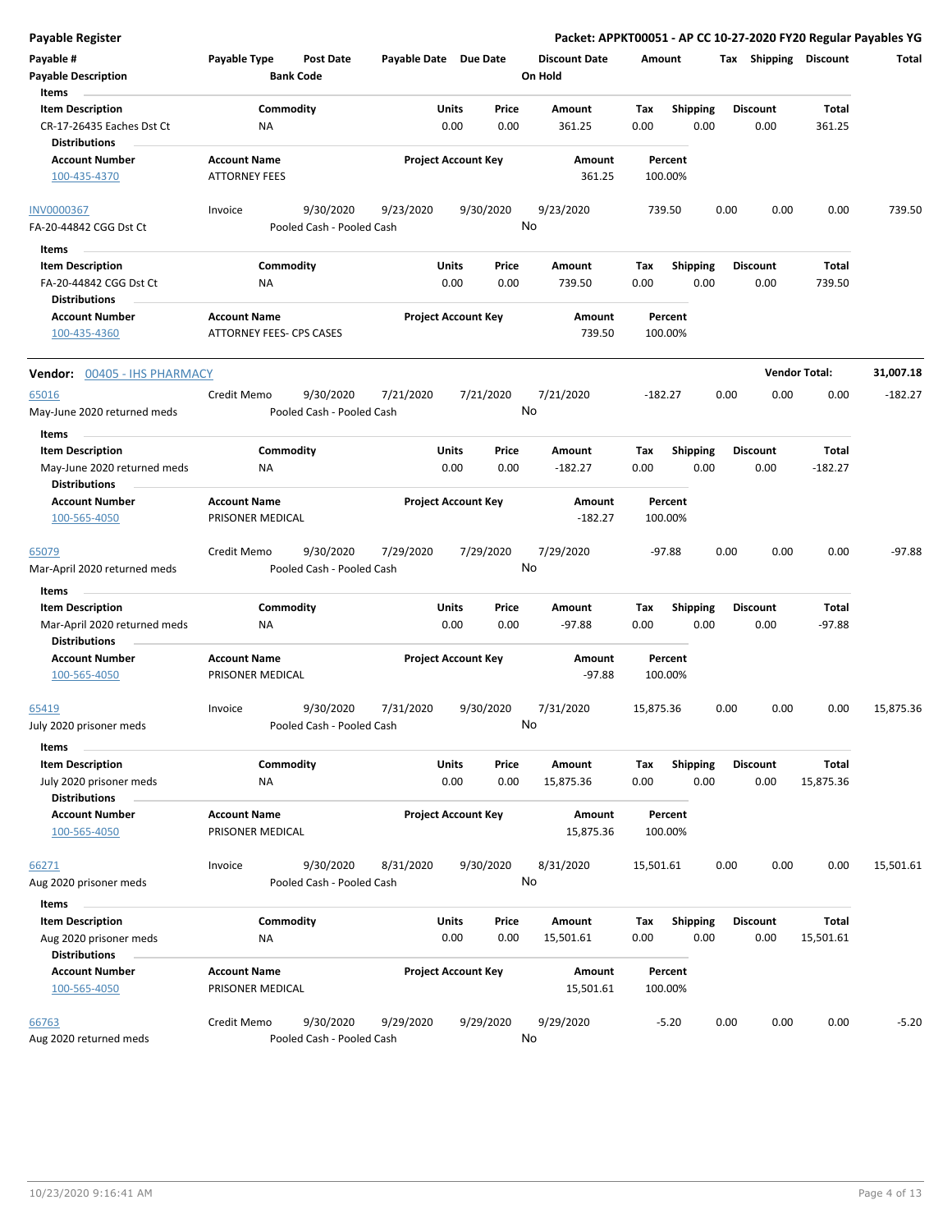**Payable Register** — **Packet: APPKT00051 - AP CC 10-27-2020 FY20 Regular Payables YG**

| Payable # | Payable Type | Post Date | Payable Date | Due Date | Discount Date | Amount | Tax | Shipping | Discount | Total |
|---|---|---|---|---|---|---|---|---|---|---|
| **Payable Description** | | **Bank Code** | | | **On Hold** | | | | | |

**Items**

| Item Description | Commodity | Units | Price | Amount | Tax | Shipping | Discount | Total |
|---|---|---|---|---|---|---|---|---|
| CR-17-26435 Eaches Dst Ct | NA | 0.00 | 0.00 | 361.25 | 0.00 | 0.00 | 0.00 | 361.25 |

**Distributions**

| Account Number | Account Name | Project Account Key | Amount | Percent |
|---|---|---|---|---|
| 100-435-4370 | ATTORNEY FEES | | 361.25 | 100.00% |

| Payable # | Payable Type | Post Date | Payable Date | Due Date | Discount Date | Amount | Tax | Shipping | Discount | Total |
|---|---|---|---|---|---|---|---|---|---|---|
| INV0000367 | Invoice | 9/30/2020 | 9/23/2020 | 9/30/2020 | 9/23/2020 | 739.50 | 0.00 | 0.00 | 0.00 | 739.50 |
| FA-20-44842 CGG Dst Ct | | Pooled Cash - Pooled Cash | | | No | | | | | |

**Items**

| Item Description | Commodity | Units | Price | Amount | Tax | Shipping | Discount | Total |
|---|---|---|---|---|---|---|---|---|
| FA-20-44842 CGG Dst Ct | NA | 0.00 | 0.00 | 739.50 | 0.00 | 0.00 | 0.00 | 739.50 |

**Distributions**

| Account Number | Account Name | Project Account Key | Amount | Percent |
|---|---|---|---|---|
| 100-435-4360 | ATTORNEY FEES- CPS CASES | | 739.50 | 100.00% |

**Vendor:** 00405 - IHS PHARMACY — **Vendor Total:** 31,007.18

| Payable # | Payable Type | Post Date | Payable Date | Due Date | Discount Date | Amount | Tax | Shipping | Discount | Total |
|---|---|---|---|---|---|---|---|---|---|---|
| 65016 | Credit Memo | 9/30/2020 | 7/21/2020 | 7/21/2020 | 7/21/2020 | -182.27 | 0.00 | 0.00 | 0.00 | -182.27 |
| May-June 2020 returned meds | | Pooled Cash - Pooled Cash | | | No | | | | | |

**Items**

| Item Description | Commodity | Units | Price | Amount | Tax | Shipping | Discount | Total |
|---|---|---|---|---|---|---|---|---|
| May-June 2020 returned meds | NA | 0.00 | 0.00 | -182.27 | 0.00 | 0.00 | 0.00 | -182.27 |

**Distributions**

| Account Number | Account Name | Project Account Key | Amount | Percent |
|---|---|---|---|---|
| 100-565-4050 | PRISONER MEDICAL | | -182.27 | 100.00% |

| Payable # | Payable Type | Post Date | Payable Date | Due Date | Discount Date | Amount | Tax | Shipping | Discount | Total |
|---|---|---|---|---|---|---|---|---|---|---|
| 65079 | Credit Memo | 9/30/2020 | 7/29/2020 | 7/29/2020 | 7/29/2020 | -97.88 | 0.00 | 0.00 | 0.00 | -97.88 |
| Mar-April 2020 returned meds | | Pooled Cash - Pooled Cash | | | No | | | | | |

**Items**

| Item Description | Commodity | Units | Price | Amount | Tax | Shipping | Discount | Total |
|---|---|---|---|---|---|---|---|---|
| Mar-April 2020 returned meds | NA | 0.00 | 0.00 | -97.88 | 0.00 | 0.00 | 0.00 | -97.88 |

**Distributions**

| Account Number | Account Name | Project Account Key | Amount | Percent |
|---|---|---|---|---|
| 100-565-4050 | PRISONER MEDICAL | | -97.88 | 100.00% |

| Payable # | Payable Type | Post Date | Payable Date | Due Date | Discount Date | Amount | Tax | Shipping | Discount | Total |
|---|---|---|---|---|---|---|---|---|---|---|
| 65419 | Invoice | 9/30/2020 | 7/31/2020 | 9/30/2020 | 7/31/2020 | 15,875.36 | 0.00 | 0.00 | 0.00 | 15,875.36 |
| July 2020 prisoner meds | | Pooled Cash - Pooled Cash | | | No | | | | | |

**Items**

| Item Description | Commodity | Units | Price | Amount | Tax | Shipping | Discount | Total |
|---|---|---|---|---|---|---|---|---|
| July 2020 prisoner meds | NA | 0.00 | 0.00 | 15,875.36 | 0.00 | 0.00 | 0.00 | 15,875.36 |

**Distributions**

| Account Number | Account Name | Project Account Key | Amount | Percent |
|---|---|---|---|---|
| 100-565-4050 | PRISONER MEDICAL | | 15,875.36 | 100.00% |

| Payable # | Payable Type | Post Date | Payable Date | Due Date | Discount Date | Amount | Tax | Shipping | Discount | Total |
|---|---|---|---|---|---|---|---|---|---|---|
| 66271 | Invoice | 9/30/2020 | 8/31/2020 | 9/30/2020 | 8/31/2020 | 15,501.61 | 0.00 | 0.00 | 0.00 | 15,501.61 |
| Aug 2020 prisoner meds | | Pooled Cash - Pooled Cash | | | No | | | | | |

**Items**

| Item Description | Commodity | Units | Price | Amount | Tax | Shipping | Discount | Total |
|---|---|---|---|---|---|---|---|---|
| Aug 2020 prisoner meds | NA | 0.00 | 0.00 | 15,501.61 | 0.00 | 0.00 | 0.00 | 15,501.61 |

**Distributions**

| Account Number | Account Name | Project Account Key | Amount | Percent |
|---|---|---|---|---|
| 100-565-4050 | PRISONER MEDICAL | | 15,501.61 | 100.00% |

| Payable # | Payable Type | Post Date | Payable Date | Due Date | Discount Date | Amount | Tax | Shipping | Discount | Total |
|---|---|---|---|---|---|---|---|---|---|---|
| 66763 | Credit Memo | 9/30/2020 | 9/29/2020 | 9/29/2020 | 9/29/2020 | -5.20 | 0.00 | 0.00 | 0.00 | -5.20 |
| Aug 2020 returned meds | | Pooled Cash - Pooled Cash | | | No | | | | | |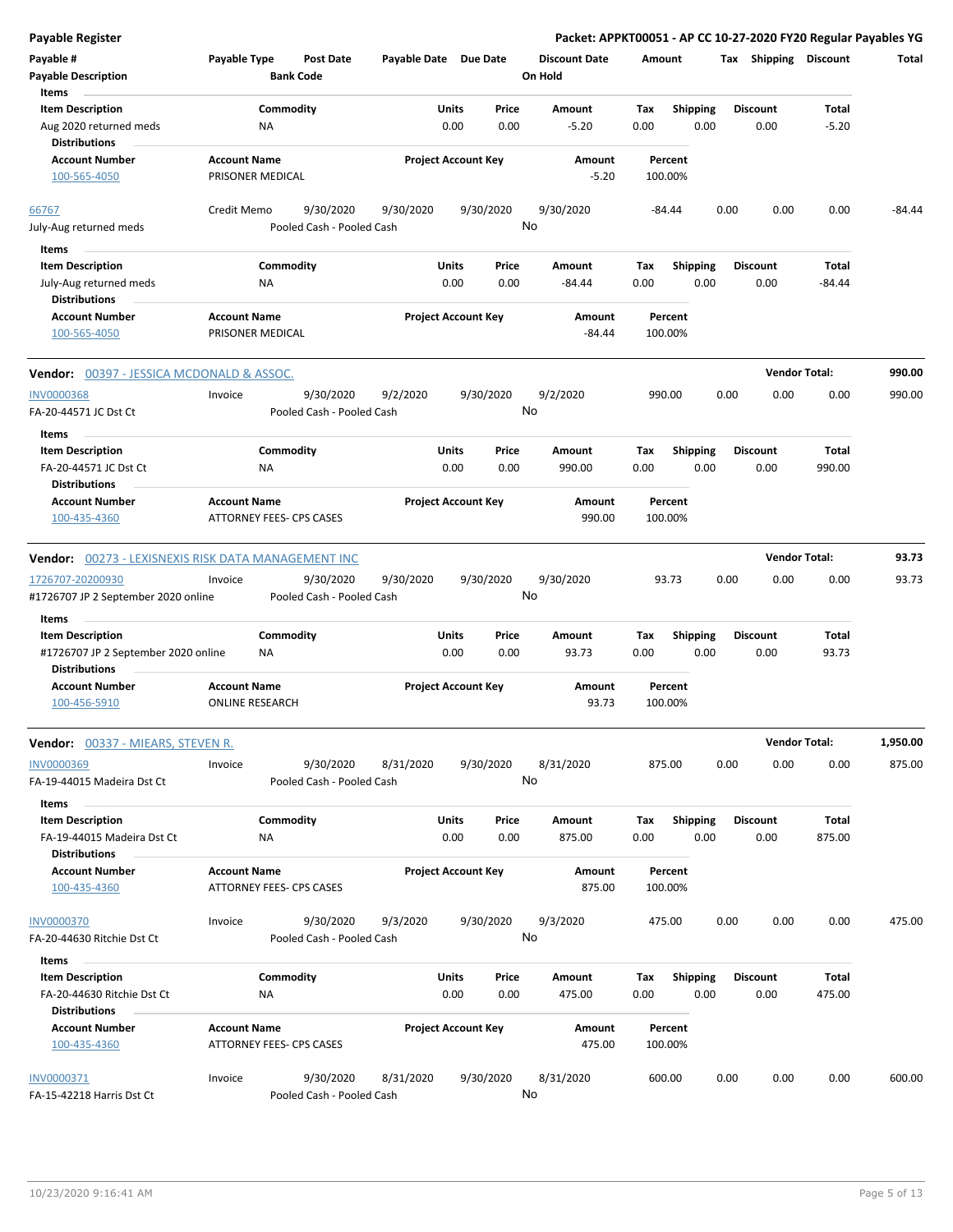**Payable Register** — **Packet: APPKT00051 - AP CC 10-27-2020 FY20 Regular Payables YG**

| Payable # | Payable Type | Post Date | Payable Date | Due Date | Discount Date | Amount | Tax | Shipping | Discount | Total |
|---|---|---|---|---|---|---|---|---|---|---|
| Payable Description | | Bank Code | | | On Hold | | | | | |

**Items**

| Item Description | Commodity | Units | Price | Amount | Tax | Shipping | Discount | Total |
|---|---|---|---|---|---|---|---|---|
| Aug 2020 returned meds | NA | 0.00 | 0.00 | -5.20 | 0.00 | 0.00 | 0.00 | -5.20 |

**Distributions**

| Account Number | Account Name | Project Account Key | Amount | Percent |
|---|---|---|---|---|
| 100-565-4050 | PRISONER MEDICAL | | -5.20 | 100.00% |

| Payable # | Payable Type | Post Date | Payable Date | Due Date | Discount Date | Amount | Tax | Shipping | Discount | Total |
|---|---|---|---|---|---|---|---|---|---|---|
| 66767 | Credit Memo | 9/30/2020 | 9/30/2020 | 9/30/2020 | 9/30/2020 | -84.44 | 0.00 | 0.00 | 0.00 | -84.44 |
| July-Aug returned meds | | Pooled Cash - Pooled Cash | | | No | | | | | |

**Items**

| Item Description | Commodity | Units | Price | Amount | Tax | Shipping | Discount | Total |
|---|---|---|---|---|---|---|---|---|
| July-Aug returned meds | NA | 0.00 | 0.00 | -84.44 | 0.00 | 0.00 | 0.00 | -84.44 |

**Distributions**

| Account Number | Account Name | Project Account Key | Amount | Percent |
|---|---|---|---|---|
| 100-565-4050 | PRISONER MEDICAL | | -84.44 | 100.00% |

**Vendor:** 00397 - JESSICA MCDONALD & ASSOC. — **Vendor Total: 990.00**

| Payable # | Payable Type | Post Date | Payable Date | Due Date | Discount Date | Amount | Tax | Shipping | Discount | Total |
|---|---|---|---|---|---|---|---|---|---|---|
| INV0000368 | Invoice | 9/30/2020 | 9/2/2020 | 9/30/2020 | 9/2/2020 | 990.00 | 0.00 | 0.00 | 0.00 | 990.00 |
| FA-20-44571 JC Dst Ct | | Pooled Cash - Pooled Cash | | | No | | | | | |

**Items**

| Item Description | Commodity | Units | Price | Amount | Tax | Shipping | Discount | Total |
|---|---|---|---|---|---|---|---|---|
| FA-20-44571 JC Dst Ct | NA | 0.00 | 0.00 | 990.00 | 0.00 | 0.00 | 0.00 | 990.00 |

**Distributions**

| Account Number | Account Name | Project Account Key | Amount | Percent |
|---|---|---|---|---|
| 100-435-4360 | ATTORNEY FEES- CPS CASES | | 990.00 | 100.00% |

**Vendor:** 00273 - LEXISNEXIS RISK DATA MANAGEMENT INC — **Vendor Total: 93.73**

| Payable # | Payable Type | Post Date | Payable Date | Due Date | Discount Date | Amount | Tax | Shipping | Discount | Total |
|---|---|---|---|---|---|---|---|---|---|---|
| 1726707-20200930 | Invoice | 9/30/2020 | 9/30/2020 | 9/30/2020 | 9/30/2020 | 93.73 | 0.00 | 0.00 | 0.00 | 93.73 |
| #1726707 JP 2 September 2020 online | | Pooled Cash - Pooled Cash | | | No | | | | | |

**Items**

| Item Description | Commodity | Units | Price | Amount | Tax | Shipping | Discount | Total |
|---|---|---|---|---|---|---|---|---|
| #1726707 JP 2 September 2020 online | NA | 0.00 | 0.00 | 93.73 | 0.00 | 0.00 | 0.00 | 93.73 |

**Distributions**

| Account Number | Account Name | Project Account Key | Amount | Percent |
|---|---|---|---|---|
| 100-456-5910 | ONLINE RESEARCH | | 93.73 | 100.00% |

**Vendor:** 00337 - MIEARS, STEVEN R. — **Vendor Total: 1,950.00**

| Payable # | Payable Type | Post Date | Payable Date | Due Date | Discount Date | Amount | Tax | Shipping | Discount | Total |
|---|---|---|---|---|---|---|---|---|---|---|
| INV0000369 | Invoice | 9/30/2020 | 8/31/2020 | 9/30/2020 | 8/31/2020 | 875.00 | 0.00 | 0.00 | 0.00 | 875.00 |
| FA-19-44015 Madeira Dst Ct | | Pooled Cash - Pooled Cash | | | No | | | | | |

**Items**

| Item Description | Commodity | Units | Price | Amount | Tax | Shipping | Discount | Total |
|---|---|---|---|---|---|---|---|---|
| FA-19-44015 Madeira Dst Ct | NA | 0.00 | 0.00 | 875.00 | 0.00 | 0.00 | 0.00 | 875.00 |

**Distributions**

| Account Number | Account Name | Project Account Key | Amount | Percent |
|---|---|---|---|---|
| 100-435-4360 | ATTORNEY FEES- CPS CASES | | 875.00 | 100.00% |

| Payable # | Payable Type | Post Date | Payable Date | Due Date | Discount Date | Amount | Tax | Shipping | Discount | Total |
|---|---|---|---|---|---|---|---|---|---|---|
| INV0000370 | Invoice | 9/30/2020 | 9/3/2020 | 9/30/2020 | 9/3/2020 | 475.00 | 0.00 | 0.00 | 0.00 | 475.00 |
| FA-20-44630 Ritchie Dst Ct | | Pooled Cash - Pooled Cash | | | No | | | | | |

**Items**

| Item Description | Commodity | Units | Price | Amount | Tax | Shipping | Discount | Total |
|---|---|---|---|---|---|---|---|---|
| FA-20-44630 Ritchie Dst Ct | NA | 0.00 | 0.00 | 475.00 | 0.00 | 0.00 | 0.00 | 475.00 |

**Distributions**

| Account Number | Account Name | Project Account Key | Amount | Percent |
|---|---|---|---|---|
| 100-435-4360 | ATTORNEY FEES- CPS CASES | | 475.00 | 100.00% |

| Payable # | Payable Type | Post Date | Payable Date | Due Date | Discount Date | Amount | Tax | Shipping | Discount | Total |
|---|---|---|---|---|---|---|---|---|---|---|
| INV0000371 | Invoice | 9/30/2020 | 8/31/2020 | 9/30/2020 | 8/31/2020 | 600.00 | 0.00 | 0.00 | 0.00 | 600.00 |
| FA-15-42218 Harris Dst Ct | | Pooled Cash - Pooled Cash | | | No | | | | | |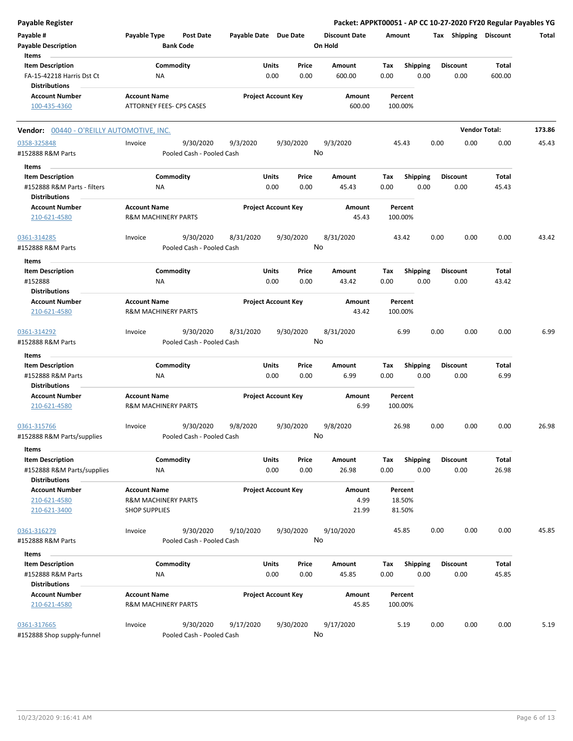**Payable Register** — Packet: APPKT00051 - AP CC 10-27-2020 FY20 Regular Payables YG

| Payable # | Payable Type | Post Date | Payable Date | Due Date | Discount Date | Amount | Tax | Shipping | Discount | Total |
|---|---|---|---|---|---|---|---|---|---|---|
| Payable Description | | Bank Code | | | On Hold | | | | | |

**Items**

| Item Description | Commodity | Units | Price | Amount | Tax | Shipping | Discount | Total |
|---|---|---|---|---|---|---|---|---|
| FA-15-42218 Harris Dst Ct | NA | 0.00 | 0.00 | 600.00 | 0.00 | 0.00 | 0.00 | 600.00 |

**Distributions**

| Account Number | Account Name | Project Account Key | Amount | Percent |
|---|---|---|---|---|
| 100-435-4360 | ATTORNEY FEES- CPS CASES | | 600.00 | 100.00% |

---

**Vendor:** 00440 - O'REILLY AUTOMOTIVE, INC. — **Vendor Total:** 173.86

| Payable # | Payable Type | Post Date | Payable Date | Due Date | Discount Date | Amount | Tax | Shipping | Discount | Total |
|---|---|---|---|---|---|---|---|---|---|---|
| 0358-325848 | Invoice | 9/30/2020 | 9/3/2020 | 9/30/2020 | 9/3/2020 | 45.43 | 0.00 | 0.00 | 0.00 | 45.43 |
| #152888 R&M Parts | | Pooled Cash - Pooled Cash | | | No | | | | | |

**Items**

| Item Description | Commodity | Units | Price | Amount | Tax | Shipping | Discount | Total |
|---|---|---|---|---|---|---|---|---|
| #152888 R&M Parts - filters | NA | 0.00 | 0.00 | 45.43 | 0.00 | 0.00 | 0.00 | 45.43 |

**Distributions**

| Account Number | Account Name | Project Account Key | Amount | Percent |
|---|---|---|---|---|
| 210-621-4580 | R&M MACHINERY PARTS | | 45.43 | 100.00% |

| Payable # | Payable Type | Post Date | Payable Date | Due Date | Discount Date | Amount | Tax | Shipping | Discount | Total |
|---|---|---|---|---|---|---|---|---|---|---|
| 0361-314285 | Invoice | 9/30/2020 | 8/31/2020 | 9/30/2020 | 8/31/2020 | 43.42 | 0.00 | 0.00 | 0.00 | 43.42 |
| #152888 R&M Parts | | Pooled Cash - Pooled Cash | | | No | | | | | |

**Items**

| Item Description | Commodity | Units | Price | Amount | Tax | Shipping | Discount | Total |
|---|---|---|---|---|---|---|---|---|
| #152888 | NA | 0.00 | 0.00 | 43.42 | 0.00 | 0.00 | 0.00 | 43.42 |

**Distributions**

| Account Number | Account Name | Project Account Key | Amount | Percent |
|---|---|---|---|---|
| 210-621-4580 | R&M MACHINERY PARTS | | 43.42 | 100.00% |

| Payable # | Payable Type | Post Date | Payable Date | Due Date | Discount Date | Amount | Tax | Shipping | Discount | Total |
|---|---|---|---|---|---|---|---|---|---|---|
| 0361-314292 | Invoice | 9/30/2020 | 8/31/2020 | 9/30/2020 | 8/31/2020 | 6.99 | 0.00 | 0.00 | 0.00 | 6.99 |
| #152888 R&M Parts | | Pooled Cash - Pooled Cash | | | No | | | | | |

**Items**

| Item Description | Commodity | Units | Price | Amount | Tax | Shipping | Discount | Total |
|---|---|---|---|---|---|---|---|---|
| #152888 R&M Parts | NA | 0.00 | 0.00 | 6.99 | 0.00 | 0.00 | 0.00 | 6.99 |

**Distributions**

| Account Number | Account Name | Project Account Key | Amount | Percent |
|---|---|---|---|---|
| 210-621-4580 | R&M MACHINERY PARTS | | 6.99 | 100.00% |

| Payable # | Payable Type | Post Date | Payable Date | Due Date | Discount Date | Amount | Tax | Shipping | Discount | Total |
|---|---|---|---|---|---|---|---|---|---|---|
| 0361-315766 | Invoice | 9/30/2020 | 9/8/2020 | 9/30/2020 | 9/8/2020 | 26.98 | 0.00 | 0.00 | 0.00 | 26.98 |
| #152888 R&M Parts/supplies | | Pooled Cash - Pooled Cash | | | No | | | | | |

**Items**

| Item Description | Commodity | Units | Price | Amount | Tax | Shipping | Discount | Total |
|---|---|---|---|---|---|---|---|---|
| #152888 R&M Parts/supplies | NA | 0.00 | 0.00 | 26.98 | 0.00 | 0.00 | 0.00 | 26.98 |

**Distributions**

| Account Number | Account Name | Project Account Key | Amount | Percent |
|---|---|---|---|---|
| 210-621-4580 | R&M MACHINERY PARTS | | 4.99 | 18.50% |
| 210-621-3400 | SHOP SUPPLIES | | 21.99 | 81.50% |

| Payable # | Payable Type | Post Date | Payable Date | Due Date | Discount Date | Amount | Tax | Shipping | Discount | Total |
|---|---|---|---|---|---|---|---|---|---|---|
| 0361-316279 | Invoice | 9/30/2020 | 9/10/2020 | 9/30/2020 | 9/10/2020 | 45.85 | 0.00 | 0.00 | 0.00 | 45.85 |
| #152888 R&M Parts | | Pooled Cash - Pooled Cash | | | No | | | | | |

**Items**

| Item Description | Commodity | Units | Price | Amount | Tax | Shipping | Discount | Total |
|---|---|---|---|---|---|---|---|---|
| #152888 R&M Parts | NA | 0.00 | 0.00 | 45.85 | 0.00 | 0.00 | 0.00 | 45.85 |

**Distributions**

| Account Number | Account Name | Project Account Key | Amount | Percent |
|---|---|---|---|---|
| 210-621-4580 | R&M MACHINERY PARTS | | 45.85 | 100.00% |

| Payable # | Payable Type | Post Date | Payable Date | Due Date | Discount Date | Amount | Tax | Shipping | Discount | Total |
|---|---|---|---|---|---|---|---|---|---|---|
| 0361-317665 | Invoice | 9/30/2020 | 9/17/2020 | 9/30/2020 | 9/17/2020 | 5.19 | 0.00 | 0.00 | 0.00 | 5.19 |
| #152888 Shop supply-funnel | | Pooled Cash - Pooled Cash | | | No | | | | | |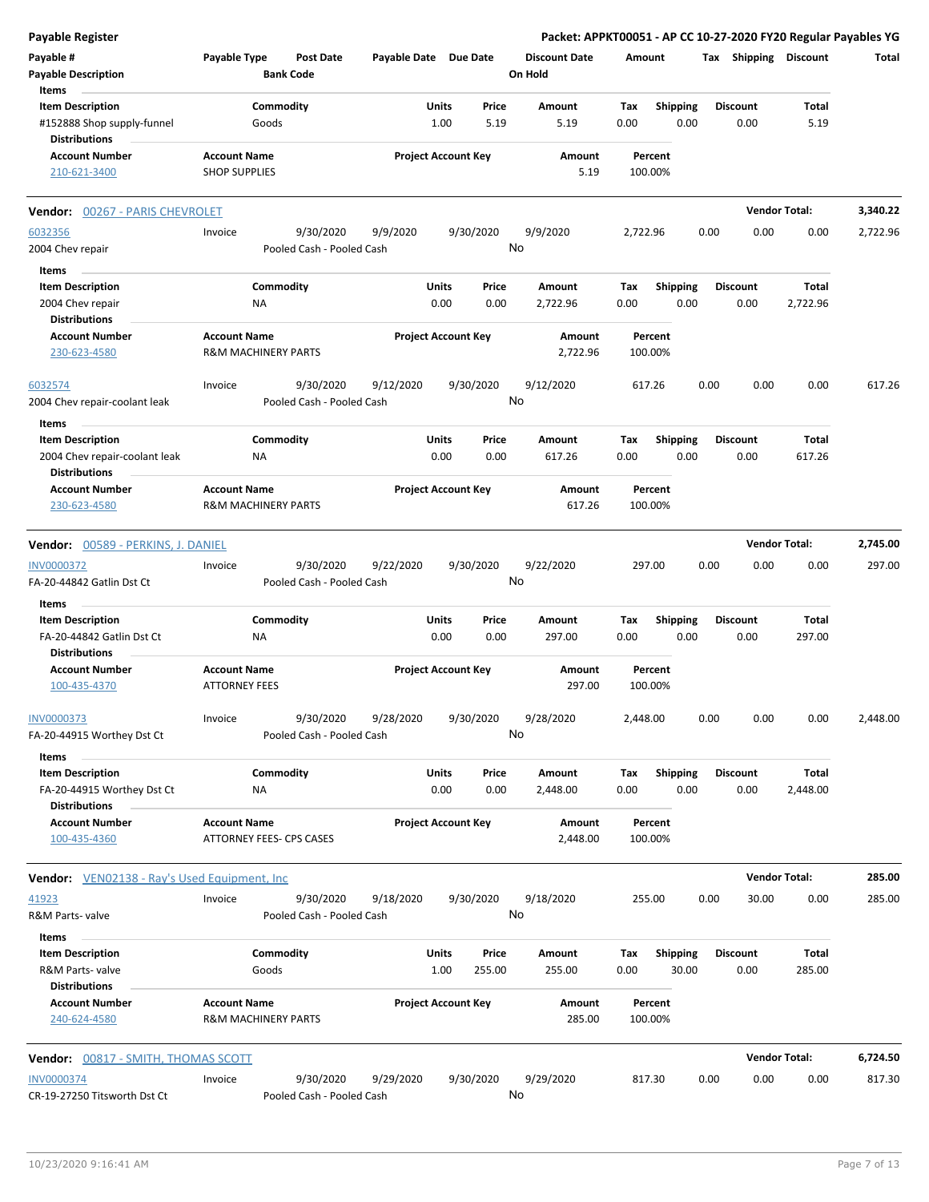**Payable Register** — **Packet: APPKT00051 - AP CC 10-27-2020 FY20 Regular Payables YG**

| Payable # / Payable Description | Payable Type | Post Date / Bank Code | Payable Date | Due Date | Discount Date / On Hold | Amount | Tax | Shipping | Discount | Total |
|---|---|---|---|---|---|---|---|---|---|---|

**Items**

| Item Description | Commodity | Units | Price | Amount | Tax | Shipping | Discount | Total |
|---|---|---|---|---|---|---|---|---|
| #152888 Shop supply-funnel | Goods | 1.00 | 5.19 | 5.19 | 0.00 | 0.00 | 0.00 | 5.19 |

**Distributions**

| Account Number | Account Name | Project Account Key | Amount | Percent |
|---|---|---|---|---|
| 210-621-3400 | SHOP SUPPLIES | | 5.19 | 100.00% |

---

**Vendor: 00267 - PARIS CHEVROLET** — **Vendor Total: 3,340.22**

| Payable # | Payable Type | Post Date | Payable Date | Due Date | Discount Date | Amount | Tax | Shipping | Discount | Total |
|---|---|---|---|---|---|---|---|---|---|---|
| 6032356 | Invoice | 9/30/2020 | 9/9/2020 | 9/30/2020 | 9/9/2020 | 2,722.96 | 0.00 | 0.00 | 0.00 | 2,722.96 |

2004 Chev repair — Pooled Cash - Pooled Cash — On Hold: No

**Items**

| Item Description | Commodity | Units | Price | Amount | Tax | Shipping | Discount | Total |
|---|---|---|---|---|---|---|---|---|
| 2004 Chev repair | NA | 0.00 | 0.00 | 2,722.96 | 0.00 | 0.00 | 0.00 | 2,722.96 |

**Distributions**

| Account Number | Account Name | Project Account Key | Amount | Percent |
|---|---|---|---|---|
| 230-623-4580 | R&M MACHINERY PARTS | | 2,722.96 | 100.00% |

| Payable # | Payable Type | Post Date | Payable Date | Due Date | Discount Date | Amount | Tax | Shipping | Discount | Total |
|---|---|---|---|---|---|---|---|---|---|---|
| 6032574 | Invoice | 9/30/2020 | 9/12/2020 | 9/30/2020 | 9/12/2020 | 617.26 | 0.00 | 0.00 | 0.00 | 617.26 |

2004 Chev repair-coolant leak — Pooled Cash - Pooled Cash — On Hold: No

**Items**

| Item Description | Commodity | Units | Price | Amount | Tax | Shipping | Discount | Total |
|---|---|---|---|---|---|---|---|---|
| 2004 Chev repair-coolant leak | NA | 0.00 | 0.00 | 617.26 | 0.00 | 0.00 | 0.00 | 617.26 |

**Distributions**

| Account Number | Account Name | Project Account Key | Amount | Percent |
|---|---|---|---|---|
| 230-623-4580 | R&M MACHINERY PARTS | | 617.26 | 100.00% |

---

**Vendor: 00589 - PERKINS, J. DANIEL** — **Vendor Total: 2,745.00**

| Payable # | Payable Type | Post Date | Payable Date | Due Date | Discount Date | Amount | Tax | Shipping | Discount | Total |
|---|---|---|---|---|---|---|---|---|---|---|
| INV0000372 | Invoice | 9/30/2020 | 9/22/2020 | 9/30/2020 | 9/22/2020 | 297.00 | 0.00 | 0.00 | 0.00 | 297.00 |

FA-20-44842 Gatlin Dst Ct — Pooled Cash - Pooled Cash — On Hold: No

**Items**

| Item Description | Commodity | Units | Price | Amount | Tax | Shipping | Discount | Total |
|---|---|---|---|---|---|---|---|---|
| FA-20-44842 Gatlin Dst Ct | NA | 0.00 | 0.00 | 297.00 | 0.00 | 0.00 | 0.00 | 297.00 |

**Distributions**

| Account Number | Account Name | Project Account Key | Amount | Percent |
|---|---|---|---|---|
| 100-435-4370 | ATTORNEY FEES | | 297.00 | 100.00% |

| Payable # | Payable Type | Post Date | Payable Date | Due Date | Discount Date | Amount | Tax | Shipping | Discount | Total |
|---|---|---|---|---|---|---|---|---|---|---|
| INV0000373 | Invoice | 9/30/2020 | 9/28/2020 | 9/30/2020 | 9/28/2020 | 2,448.00 | 0.00 | 0.00 | 0.00 | 2,448.00 |

FA-20-44915 Worthey Dst Ct — Pooled Cash - Pooled Cash — On Hold: No

**Items**

| Item Description | Commodity | Units | Price | Amount | Tax | Shipping | Discount | Total |
|---|---|---|---|---|---|---|---|---|
| FA-20-44915 Worthey Dst Ct | NA | 0.00 | 0.00 | 2,448.00 | 0.00 | 0.00 | 0.00 | 2,448.00 |

**Distributions**

| Account Number | Account Name | Project Account Key | Amount | Percent |
|---|---|---|---|---|
| 100-435-4360 | ATTORNEY FEES- CPS CASES | | 2,448.00 | 100.00% |

---

**Vendor: VEN02138 - Ray's Used Equipment, Inc** — **Vendor Total: 285.00**

| Payable # | Payable Type | Post Date | Payable Date | Due Date | Discount Date | Amount | Tax | Shipping | Discount | Total |
|---|---|---|---|---|---|---|---|---|---|---|
| 41923 | Invoice | 9/30/2020 | 9/18/2020 | 9/30/2020 | 9/18/2020 | 255.00 | 0.00 | 30.00 | 0.00 | 285.00 |

R&M Parts- valve — Pooled Cash - Pooled Cash — On Hold: No

**Items**

| Item Description | Commodity | Units | Price | Amount | Tax | Shipping | Discount | Total |
|---|---|---|---|---|---|---|---|---|
| R&M Parts- valve | Goods | 1.00 | 255.00 | 255.00 | 0.00 | 30.00 | 0.00 | 285.00 |

**Distributions**

| Account Number | Account Name | Project Account Key | Amount | Percent |
|---|---|---|---|---|
| 240-624-4580 | R&M MACHINERY PARTS | | 285.00 | 100.00% |

---

**Vendor: 00817 - SMITH, THOMAS SCOTT** — **Vendor Total: 6,724.50**

| Payable # | Payable Type | Post Date | Payable Date | Due Date | Discount Date | Amount | Tax | Shipping | Discount | Total |
|---|---|---|---|---|---|---|---|---|---|---|
| INV0000374 | Invoice | 9/30/2020 | 9/29/2020 | 9/30/2020 | 9/29/2020 | 817.30 | 0.00 | 0.00 | 0.00 | 817.30 |

CR-19-27250 Titsworth Dst Ct — Pooled Cash - Pooled Cash — On Hold: No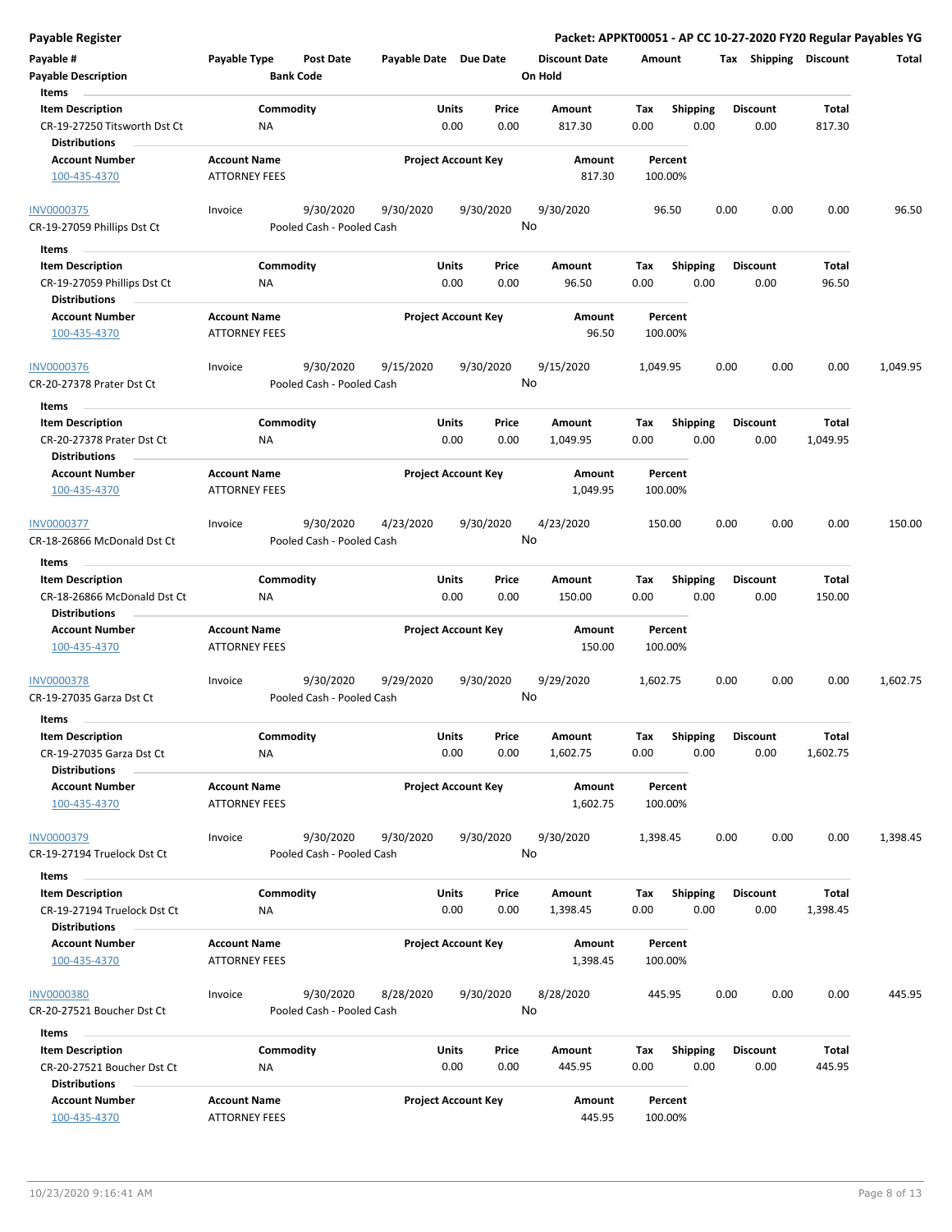## Payable Register

**Packet: APPKT00051 - AP CC 10-27-2020 FY20 Regular Payables YG**

| Payable # | Payable Type | Post Date | Payable Date | Due Date | Discount Date | Amount | Tax | Shipping | Discount | Total |
|---|---|---|---|---|---|---|---|---|---|---|
| Payable Description | | Bank Code | | | On Hold | | | | | |

**Items**

| Item Description | Commodity | Units | Price | Amount | Tax | Shipping | Discount | Total |
|---|---|---|---|---|---|---|---|---|
| CR-19-27250 Titsworth Dst Ct | NA | 0.00 | 0.00 | 817.30 | 0.00 | 0.00 | 0.00 | 817.30 |

**Distributions**

| Account Number | Account Name | Project Account Key | Amount | Percent |
|---|---|---|---|---|
| 100-435-4370 | ATTORNEY FEES | | 817.30 | 100.00% |

| Payable # | Payable Type | Post Date | Payable Date | Due Date | Discount Date | Amount | Tax | Shipping | Discount | Total |
|---|---|---|---|---|---|---|---|---|---|---|
| INV0000375 | Invoice | 9/30/2020 | 9/30/2020 | 9/30/2020 | 9/30/2020 | 96.50 | 0.00 | 0.00 | 0.00 | 96.50 |
| CR-19-27059 Phillips Dst Ct | | Pooled Cash - Pooled Cash | | | No | | | | | |

**Items**

| Item Description | Commodity | Units | Price | Amount | Tax | Shipping | Discount | Total |
|---|---|---|---|---|---|---|---|---|
| CR-19-27059 Phillips Dst Ct | NA | 0.00 | 0.00 | 96.50 | 0.00 | 0.00 | 0.00 | 96.50 |

**Distributions**

| Account Number | Account Name | Project Account Key | Amount | Percent |
|---|---|---|---|---|
| 100-435-4370 | ATTORNEY FEES | | 96.50 | 100.00% |

| Payable # | Payable Type | Post Date | Payable Date | Due Date | Discount Date | Amount | Tax | Shipping | Discount | Total |
|---|---|---|---|---|---|---|---|---|---|---|
| INV0000376 | Invoice | 9/30/2020 | 9/15/2020 | 9/30/2020 | 9/15/2020 | 1,049.95 | 0.00 | 0.00 | 0.00 | 1,049.95 |
| CR-20-27378 Prater Dst Ct | | Pooled Cash - Pooled Cash | | | No | | | | | |

**Items**

| Item Description | Commodity | Units | Price | Amount | Tax | Shipping | Discount | Total |
|---|---|---|---|---|---|---|---|---|
| CR-20-27378 Prater Dst Ct | NA | 0.00 | 0.00 | 1,049.95 | 0.00 | 0.00 | 0.00 | 1,049.95 |

**Distributions**

| Account Number | Account Name | Project Account Key | Amount | Percent |
|---|---|---|---|---|
| 100-435-4370 | ATTORNEY FEES | | 1,049.95 | 100.00% |

| Payable # | Payable Type | Post Date | Payable Date | Due Date | Discount Date | Amount | Tax | Shipping | Discount | Total |
|---|---|---|---|---|---|---|---|---|---|---|
| INV0000377 | Invoice | 9/30/2020 | 4/23/2020 | 9/30/2020 | 4/23/2020 | 150.00 | 0.00 | 0.00 | 0.00 | 150.00 |
| CR-18-26866 McDonald Dst Ct | | Pooled Cash - Pooled Cash | | | No | | | | | |

**Items**

| Item Description | Commodity | Units | Price | Amount | Tax | Shipping | Discount | Total |
|---|---|---|---|---|---|---|---|---|
| CR-18-26866 McDonald Dst Ct | NA | 0.00 | 0.00 | 150.00 | 0.00 | 0.00 | 0.00 | 150.00 |

**Distributions**

| Account Number | Account Name | Project Account Key | Amount | Percent |
|---|---|---|---|---|
| 100-435-4370 | ATTORNEY FEES | | 150.00 | 100.00% |

| Payable # | Payable Type | Post Date | Payable Date | Due Date | Discount Date | Amount | Tax | Shipping | Discount | Total |
|---|---|---|---|---|---|---|---|---|---|---|
| INV0000378 | Invoice | 9/30/2020 | 9/29/2020 | 9/30/2020 | 9/29/2020 | 1,602.75 | 0.00 | 0.00 | 0.00 | 1,602.75 |
| CR-19-27035 Garza Dst Ct | | Pooled Cash - Pooled Cash | | | No | | | | | |

**Items**

| Item Description | Commodity | Units | Price | Amount | Tax | Shipping | Discount | Total |
|---|---|---|---|---|---|---|---|---|
| CR-19-27035 Garza Dst Ct | NA | 0.00 | 0.00 | 1,602.75 | 0.00 | 0.00 | 0.00 | 1,602.75 |

**Distributions**

| Account Number | Account Name | Project Account Key | Amount | Percent |
|---|---|---|---|---|
| 100-435-4370 | ATTORNEY FEES | | 1,602.75 | 100.00% |

| Payable # | Payable Type | Post Date | Payable Date | Due Date | Discount Date | Amount | Tax | Shipping | Discount | Total |
|---|---|---|---|---|---|---|---|---|---|---|
| INV0000379 | Invoice | 9/30/2020 | 9/30/2020 | 9/30/2020 | 9/30/2020 | 1,398.45 | 0.00 | 0.00 | 0.00 | 1,398.45 |
| CR-19-27194 Truelock Dst Ct | | Pooled Cash - Pooled Cash | | | No | | | | | |

**Items**

| Item Description | Commodity | Units | Price | Amount | Tax | Shipping | Discount | Total |
|---|---|---|---|---|---|---|---|---|
| CR-19-27194 Truelock Dst Ct | NA | 0.00 | 0.00 | 1,398.45 | 0.00 | 0.00 | 0.00 | 1,398.45 |

**Distributions**

| Account Number | Account Name | Project Account Key | Amount | Percent |
|---|---|---|---|---|
| 100-435-4370 | ATTORNEY FEES | | 1,398.45 | 100.00% |

| Payable # | Payable Type | Post Date | Payable Date | Due Date | Discount Date | Amount | Tax | Shipping | Discount | Total |
|---|---|---|---|---|---|---|---|---|---|---|
| INV0000380 | Invoice | 9/30/2020 | 8/28/2020 | 9/30/2020 | 8/28/2020 | 445.95 | 0.00 | 0.00 | 0.00 | 445.95 |
| CR-20-27521 Boucher Dst Ct | | Pooled Cash - Pooled Cash | | | No | | | | | |

**Items**

| Item Description | Commodity | Units | Price | Amount | Tax | Shipping | Discount | Total |
|---|---|---|---|---|---|---|---|---|
| CR-20-27521 Boucher Dst Ct | NA | 0.00 | 0.00 | 445.95 | 0.00 | 0.00 | 0.00 | 445.95 |

**Distributions**

| Account Number | Account Name | Project Account Key | Amount | Percent |
|---|---|---|---|---|
| 100-435-4370 | ATTORNEY FEES | | 445.95 | 100.00% |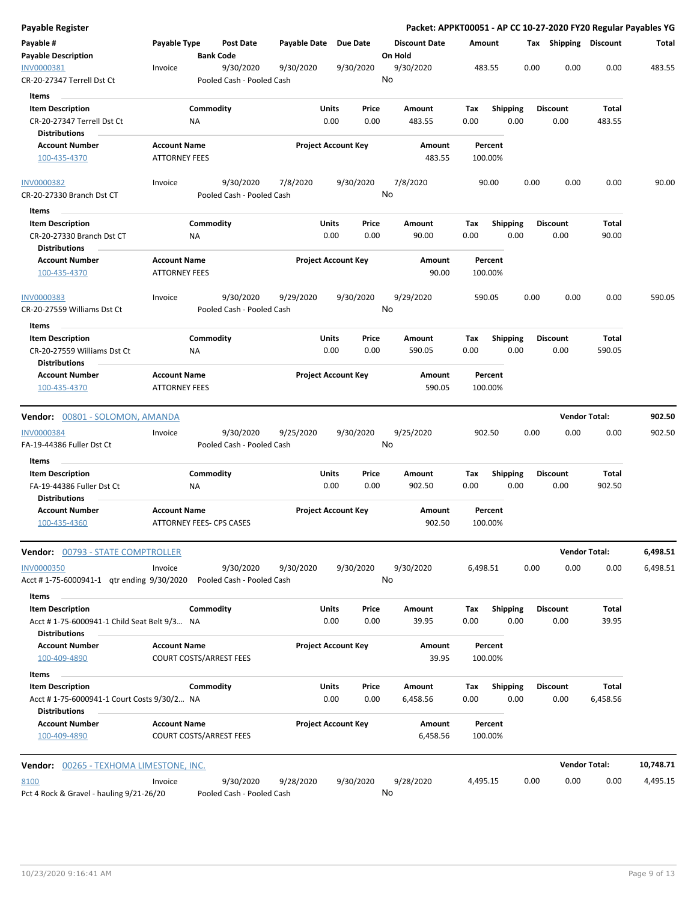**Payable Register** — **Packet: APPKT00051 - AP CC 10-27-2020 FY20 Regular Payables YG**

| Payable # / Payable Description | Payable Type | Post Date / Bank Code | Payable Date | Due Date | Discount Date / On Hold | Amount | Tax | Shipping | Discount | Total |
|---|---|---|---|---|---|---|---|---|---|---|
| INV0000381 / CR-20-27347 Terrell Dst Ct | Invoice | 9/30/2020 / Pooled Cash - Pooled Cash | 9/30/2020 | 9/30/2020 | 9/30/2020 / No | 483.55 | 0.00 | 0.00 | 0.00 | 483.55 |

**Items**

| Item Description | Commodity | Units | Price | Amount | Tax | Shipping | Discount | Total |
|---|---|---|---|---|---|---|---|---|
| CR-20-27347 Terrell Dst Ct | NA | 0.00 | 0.00 | 483.55 | 0.00 | 0.00 | 0.00 | 483.55 |

**Distributions**

| Account Number | Account Name | Project Account Key | Amount | Percent |
|---|---|---|---|---|
| 100-435-4370 | ATTORNEY FEES | | 483.55 | 100.00% |

| Payable # / Payable Description | Payable Type | Post Date / Bank Code | Payable Date | Due Date | Discount Date / On Hold | Amount | Tax | Shipping | Discount | Total |
|---|---|---|---|---|---|---|---|---|---|---|
| INV0000382 / CR-20-27330 Branch Dst CT | Invoice | 9/30/2020 / Pooled Cash - Pooled Cash | 7/8/2020 | 9/30/2020 | 7/8/2020 / No | 90.00 | 0.00 | 0.00 | 0.00 | 90.00 |

**Items**

| Item Description | Commodity | Units | Price | Amount | Tax | Shipping | Discount | Total |
|---|---|---|---|---|---|---|---|---|
| CR-20-27330 Branch Dst CT | NA | 0.00 | 0.00 | 90.00 | 0.00 | 0.00 | 0.00 | 90.00 |

**Distributions**

| Account Number | Account Name | Project Account Key | Amount | Percent |
|---|---|---|---|---|
| 100-435-4370 | ATTORNEY FEES | | 90.00 | 100.00% |

| Payable # / Payable Description | Payable Type | Post Date / Bank Code | Payable Date | Due Date | Discount Date / On Hold | Amount | Tax | Shipping | Discount | Total |
|---|---|---|---|---|---|---|---|---|---|---|
| INV0000383 / CR-20-27559 Williams Dst Ct | Invoice | 9/30/2020 / Pooled Cash - Pooled Cash | 9/29/2020 | 9/30/2020 | 9/29/2020 / No | 590.05 | 0.00 | 0.00 | 0.00 | 590.05 |

**Items**

| Item Description | Commodity | Units | Price | Amount | Tax | Shipping | Discount | Total |
|---|---|---|---|---|---|---|---|---|
| CR-20-27559 Williams Dst Ct | NA | 0.00 | 0.00 | 590.05 | 0.00 | 0.00 | 0.00 | 590.05 |

**Distributions**

| Account Number | Account Name | Project Account Key | Amount | Percent |
|---|---|---|---|---|
| 100-435-4370 | ATTORNEY FEES | | 590.05 | 100.00% |

---

**Vendor: 00801 - SOLOMON, AMANDA** — **Vendor Total: 902.50**

| Payable # / Payable Description | Payable Type | Post Date / Bank Code | Payable Date | Due Date | Discount Date / On Hold | Amount | Tax | Shipping | Discount | Total |
|---|---|---|---|---|---|---|---|---|---|---|
| INV0000384 / FA-19-44386 Fuller Dst Ct | Invoice | 9/30/2020 / Pooled Cash - Pooled Cash | 9/25/2020 | 9/30/2020 | 9/25/2020 / No | 902.50 | 0.00 | 0.00 | 0.00 | 902.50 |

**Items**

| Item Description | Commodity | Units | Price | Amount | Tax | Shipping | Discount | Total |
|---|---|---|---|---|---|---|---|---|
| FA-19-44386 Fuller Dst Ct | NA | 0.00 | 0.00 | 902.50 | 0.00 | 0.00 | 0.00 | 902.50 |

**Distributions**

| Account Number | Account Name | Project Account Key | Amount | Percent |
|---|---|---|---|---|
| 100-435-4360 | ATTORNEY FEES- CPS CASES | | 902.50 | 100.00% |

---

**Vendor: 00793 - STATE COMPTROLLER** — **Vendor Total: 6,498.51**

| Payable # / Payable Description | Payable Type | Post Date / Bank Code | Payable Date | Due Date | Discount Date / On Hold | Amount | Tax | Shipping | Discount | Total |
|---|---|---|---|---|---|---|---|---|---|---|
| INV0000350 / Acct # 1-75-6000941-1 qtr ending 9/30/2020 | Invoice | 9/30/2020 / Pooled Cash - Pooled Cash | 9/30/2020 | 9/30/2020 | 9/30/2020 / No | 6,498.51 | 0.00 | 0.00 | 0.00 | 6,498.51 |

**Items**

| Item Description | Commodity | Units | Price | Amount | Tax | Shipping | Discount | Total |
|---|---|---|---|---|---|---|---|---|
| Acct # 1-75-6000941-1 Child Seat Belt 9/3... | NA | 0.00 | 0.00 | 39.95 | 0.00 | 0.00 | 0.00 | 39.95 |

**Distributions**

| Account Number | Account Name | Project Account Key | Amount | Percent |
|---|---|---|---|---|
| 100-409-4890 | COURT COSTS/ARREST FEES | | 39.95 | 100.00% |

**Items**

| Item Description | Commodity | Units | Price | Amount | Tax | Shipping | Discount | Total |
|---|---|---|---|---|---|---|---|---|
| Acct # 1-75-6000941-1 Court Costs 9/30/2... | NA | 0.00 | 0.00 | 6,458.56 | 0.00 | 0.00 | 0.00 | 6,458.56 |

**Distributions**

| Account Number | Account Name | Project Account Key | Amount | Percent |
|---|---|---|---|---|
| 100-409-4890 | COURT COSTS/ARREST FEES | | 6,458.56 | 100.00% |

---

**Vendor: 00265 - TEXHOMA LIMESTONE, INC.** — **Vendor Total: 10,748.71**

| Payable # / Payable Description | Payable Type | Post Date / Bank Code | Payable Date | Due Date | Discount Date / On Hold | Amount | Tax | Shipping | Discount | Total |
|---|---|---|---|---|---|---|---|---|---|---|
| 8100 / Pct 4 Rock & Gravel - hauling 9/21-26/20 | Invoice | 9/30/2020 / Pooled Cash - Pooled Cash | 9/28/2020 | 9/30/2020 | 9/28/2020 / No | 4,495.15 | 0.00 | 0.00 | 0.00 | 4,495.15 |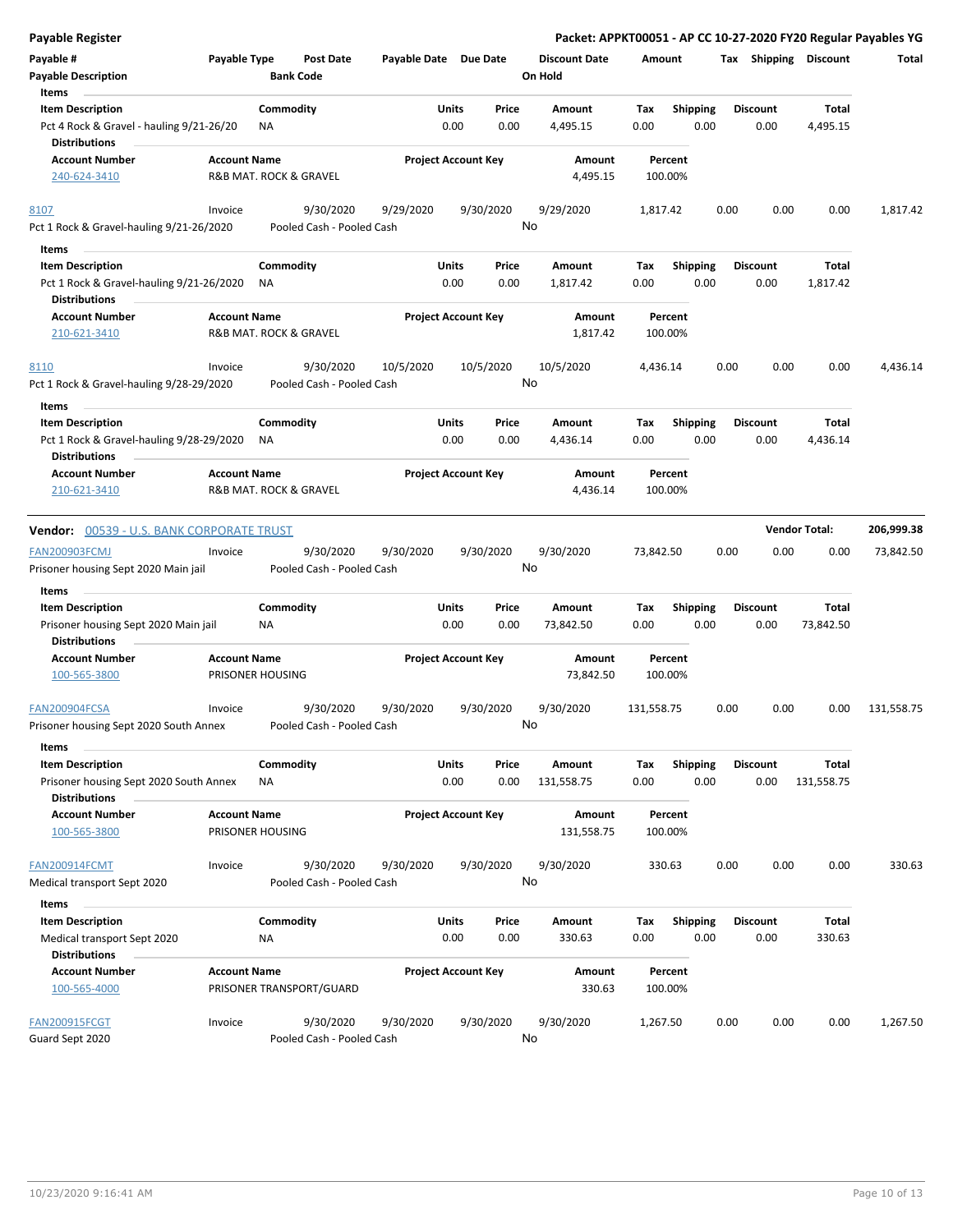**Payable Register** — Packet: APPKT00051 - AP CC 10-27-2020 FY20 Regular Payables YG

| Payable # | Payable Type | Post Date | Payable Date | Due Date | Discount Date | Amount | Tax | Shipping | Discount | Total |
|---|---|---|---|---|---|---|---|---|---|---|
| **Payable Description** | | **Bank Code** | | | **On Hold** | | | | | |

Items

| Item Description | Commodity | Units | Price | Amount | Tax | Shipping | Discount | Total |
|---|---|---|---|---|---|---|---|---|
| Pct 4 Rock & Gravel - hauling 9/21-26/20 | NA | 0.00 | 0.00 | 4,495.15 | 0.00 | 0.00 | 0.00 | 4,495.15 |

Distributions

| Account Number | Account Name | Project Account Key | Amount | Percent |
|---|---|---|---|---|
| 240-624-3410 | R&B MAT. ROCK & GRAVEL | | 4,495.15 | 100.00% |

| Payable # | Payable Type | Post Date | Payable Date | Due Date | Discount Date | Amount | Tax | Shipping | Discount | Total |
|---|---|---|---|---|---|---|---|---|---|---|
| 8107 | Invoice | 9/30/2020 | 9/29/2020 | 9/30/2020 | 9/29/2020 | 1,817.42 | 0.00 | 0.00 | 0.00 | 1,817.42 |
| Pct 1 Rock & Gravel-hauling 9/21-26/2020 | | Pooled Cash - Pooled Cash | | | No | | | | | |

Items

| Item Description | Commodity | Units | Price | Amount | Tax | Shipping | Discount | Total |
|---|---|---|---|---|---|---|---|---|
| Pct 1 Rock & Gravel-hauling 9/21-26/2020 | NA | 0.00 | 0.00 | 1,817.42 | 0.00 | 0.00 | 0.00 | 1,817.42 |

Distributions

| Account Number | Account Name | Project Account Key | Amount | Percent |
|---|---|---|---|---|
| 210-621-3410 | R&B MAT. ROCK & GRAVEL | | 1,817.42 | 100.00% |

| Payable # | Payable Type | Post Date | Payable Date | Due Date | Discount Date | Amount | Tax | Shipping | Discount | Total |
|---|---|---|---|---|---|---|---|---|---|---|
| 8110 | Invoice | 9/30/2020 | 10/5/2020 | 10/5/2020 | 10/5/2020 | 4,436.14 | 0.00 | 0.00 | 0.00 | 4,436.14 |
| Pct 1 Rock & Gravel-hauling 9/28-29/2020 | | Pooled Cash - Pooled Cash | | | No | | | | | |

Items

| Item Description | Commodity | Units | Price | Amount | Tax | Shipping | Discount | Total |
|---|---|---|---|---|---|---|---|---|
| Pct 1 Rock & Gravel-hauling 9/28-29/2020 | NA | 0.00 | 0.00 | 4,436.14 | 0.00 | 0.00 | 0.00 | 4,436.14 |

Distributions

| Account Number | Account Name | Project Account Key | Amount | Percent |
|---|---|---|---|---|
| 210-621-3410 | R&B MAT. ROCK & GRAVEL | | 4,436.14 | 100.00% |

**Vendor:** 00539 - U.S. BANK CORPORATE TRUST — **Vendor Total:** 206,999.38

| Payable # | Payable Type | Post Date | Payable Date | Due Date | Discount Date | Amount | Tax | Shipping | Discount | Total |
|---|---|---|---|---|---|---|---|---|---|---|
| FAN200903FCMJ | Invoice | 9/30/2020 | 9/30/2020 | 9/30/2020 | 9/30/2020 | 73,842.50 | 0.00 | 0.00 | 0.00 | 73,842.50 |
| Prisoner housing Sept 2020 Main jail | | Pooled Cash - Pooled Cash | | | No | | | | | |

Items

| Item Description | Commodity | Units | Price | Amount | Tax | Shipping | Discount | Total |
|---|---|---|---|---|---|---|---|---|
| Prisoner housing Sept 2020 Main jail | NA | 0.00 | 0.00 | 73,842.50 | 0.00 | 0.00 | 0.00 | 73,842.50 |

Distributions

| Account Number | Account Name | Project Account Key | Amount | Percent |
|---|---|---|---|---|
| 100-565-3800 | PRISONER HOUSING | | 73,842.50 | 100.00% |

| Payable # | Payable Type | Post Date | Payable Date | Due Date | Discount Date | Amount | Tax | Shipping | Discount | Total |
|---|---|---|---|---|---|---|---|---|---|---|
| FAN200904FCSA | Invoice | 9/30/2020 | 9/30/2020 | 9/30/2020 | 9/30/2020 | 131,558.75 | 0.00 | 0.00 | 0.00 | 131,558.75 |
| Prisoner housing Sept 2020 South Annex | | Pooled Cash - Pooled Cash | | | No | | | | | |

Items

| Item Description | Commodity | Units | Price | Amount | Tax | Shipping | Discount | Total |
|---|---|---|---|---|---|---|---|---|
| Prisoner housing Sept 2020 South Annex | NA | 0.00 | 0.00 | 131,558.75 | 0.00 | 0.00 | 0.00 | 131,558.75 |

Distributions

| Account Number | Account Name | Project Account Key | Amount | Percent |
|---|---|---|---|---|
| 100-565-3800 | PRISONER HOUSING | | 131,558.75 | 100.00% |

| Payable # | Payable Type | Post Date | Payable Date | Due Date | Discount Date | Amount | Tax | Shipping | Discount | Total |
|---|---|---|---|---|---|---|---|---|---|---|
| FAN200914FCMT | Invoice | 9/30/2020 | 9/30/2020 | 9/30/2020 | 9/30/2020 | 330.63 | 0.00 | 0.00 | 0.00 | 330.63 |
| Medical transport Sept 2020 | | Pooled Cash - Pooled Cash | | | No | | | | | |

Items

| Item Description | Commodity | Units | Price | Amount | Tax | Shipping | Discount | Total |
|---|---|---|---|---|---|---|---|---|
| Medical transport Sept 2020 | NA | 0.00 | 0.00 | 330.63 | 0.00 | 0.00 | 0.00 | 330.63 |

Distributions

| Account Number | Account Name | Project Account Key | Amount | Percent |
|---|---|---|---|---|
| 100-565-4000 | PRISONER TRANSPORT/GUARD | | 330.63 | 100.00% |

| Payable # | Payable Type | Post Date | Payable Date | Due Date | Discount Date | Amount | Tax | Shipping | Discount | Total |
|---|---|---|---|---|---|---|---|---|---|---|
| FAN200915FCGT | Invoice | 9/30/2020 | 9/30/2020 | 9/30/2020 | 9/30/2020 | 1,267.50 | 0.00 | 0.00 | 0.00 | 1,267.50 |
| Guard Sept 2020 | | Pooled Cash - Pooled Cash | | | No | | | | | |

10/23/2020 9:16:41 AM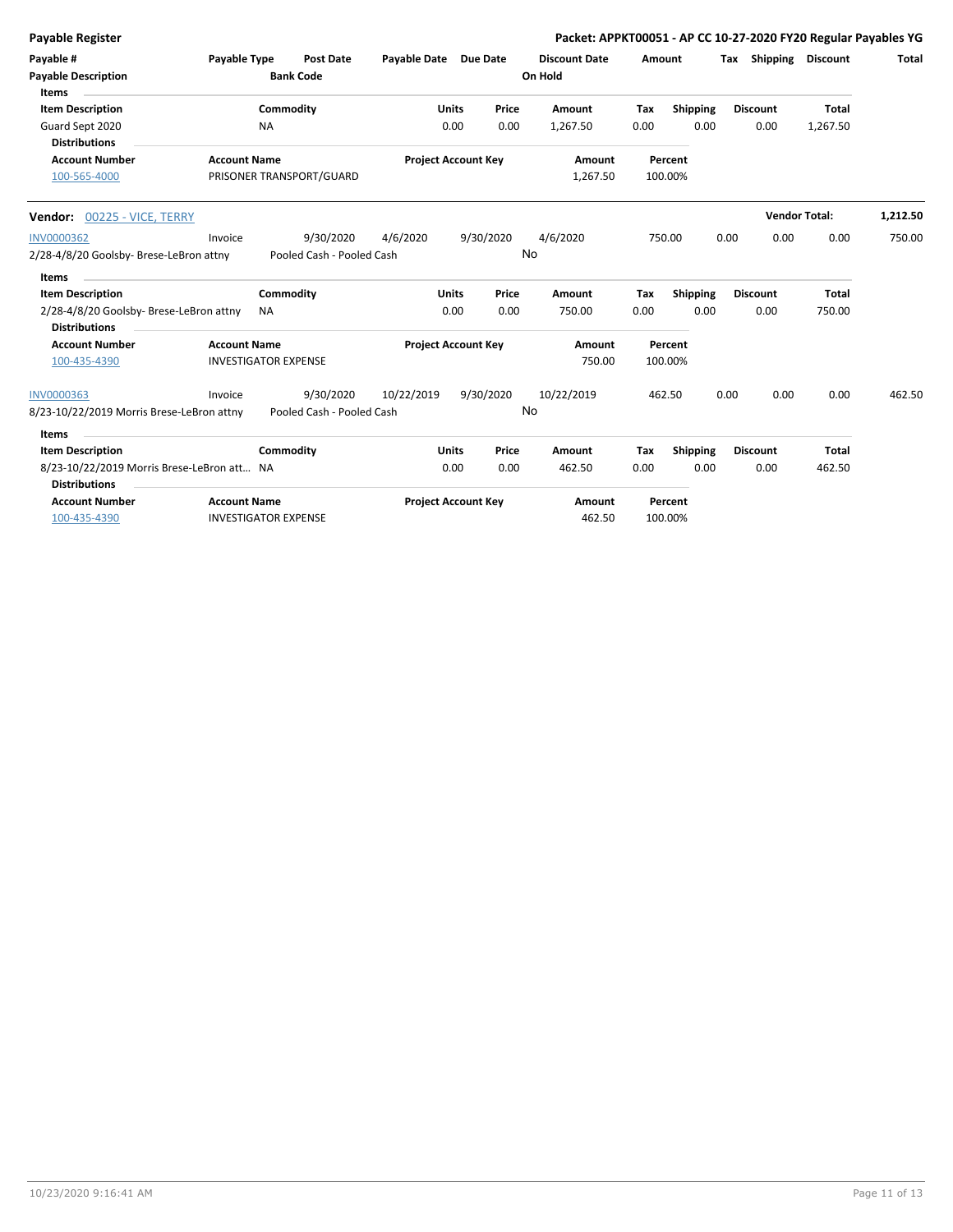| Payable # | Payable Type | Post Date | Payable Date | Due Date | Discount Date | Amount | Tax | Shipping | Discount | Total |
|---|---|---|---|---|---|---|---|---|---|---|
| Payable Description | | Bank Code | | | On Hold | | | | | |

**Items**

| Item Description | Commodity | Units | Price | Amount | Tax | Shipping | Discount | Total |
|---|---|---|---|---|---|---|---|---|
| Guard Sept 2020 | NA | 0.00 | 0.00 | 1,267.50 | 0.00 | 0.00 | 0.00 | 1,267.50 |

**Distributions**

| Account Number | Account Name | Project Account Key | Amount | Percent |
|---|---|---|---|---|
| 100-565-4000 | PRISONER TRANSPORT/GUARD | | 1,267.50 | 100.00% |

**Vendor:** 00225 - VICE, TERRY — **Vendor Total:** 1,212.50

| Payable # | Payable Type | Post Date | Payable Date | Due Date | Discount Date | Amount | Tax | Shipping | Discount | Total |
|---|---|---|---|---|---|---|---|---|---|---|
| INV0000362 | Invoice | 9/30/2020 | 4/6/2020 | 9/30/2020 | 4/6/2020 | 750.00 | 0.00 | 0.00 | 0.00 | 750.00 |
| 2/28-4/8/20 Goolsby- Brese-LeBron attny | | Pooled Cash - Pooled Cash | | | No | | | | | |

**Items**

| Item Description | Commodity | Units | Price | Amount | Tax | Shipping | Discount | Total |
|---|---|---|---|---|---|---|---|---|
| 2/28-4/8/20 Goolsby- Brese-LeBron attny | NA | 0.00 | 0.00 | 750.00 | 0.00 | 0.00 | 0.00 | 750.00 |

**Distributions**

| Account Number | Account Name | Project Account Key | Amount | Percent |
|---|---|---|---|---|
| 100-435-4390 | INVESTIGATOR EXPENSE | | 750.00 | 100.00% |

| Payable # | Payable Type | Post Date | Payable Date | Due Date | Discount Date | Amount | Tax | Shipping | Discount | Total |
|---|---|---|---|---|---|---|---|---|---|---|
| INV0000363 | Invoice | 9/30/2020 | 10/22/2019 | 9/30/2020 | 10/22/2019 | 462.50 | 0.00 | 0.00 | 0.00 | 462.50 |
| 8/23-10/22/2019 Morris Brese-LeBron attny | | Pooled Cash - Pooled Cash | | | No | | | | | |

**Items**

| Item Description | Commodity | Units | Price | Amount | Tax | Shipping | Discount | Total |
|---|---|---|---|---|---|---|---|---|
| 8/23-10/22/2019 Morris Brese-LeBron att... | NA | 0.00 | 0.00 | 462.50 | 0.00 | 0.00 | 0.00 | 462.50 |

**Distributions**

| Account Number | Account Name | Project Account Key | Amount | Percent |
|---|---|---|---|---|
| 100-435-4390 | INVESTIGATOR EXPENSE | | 462.50 | 100.00% |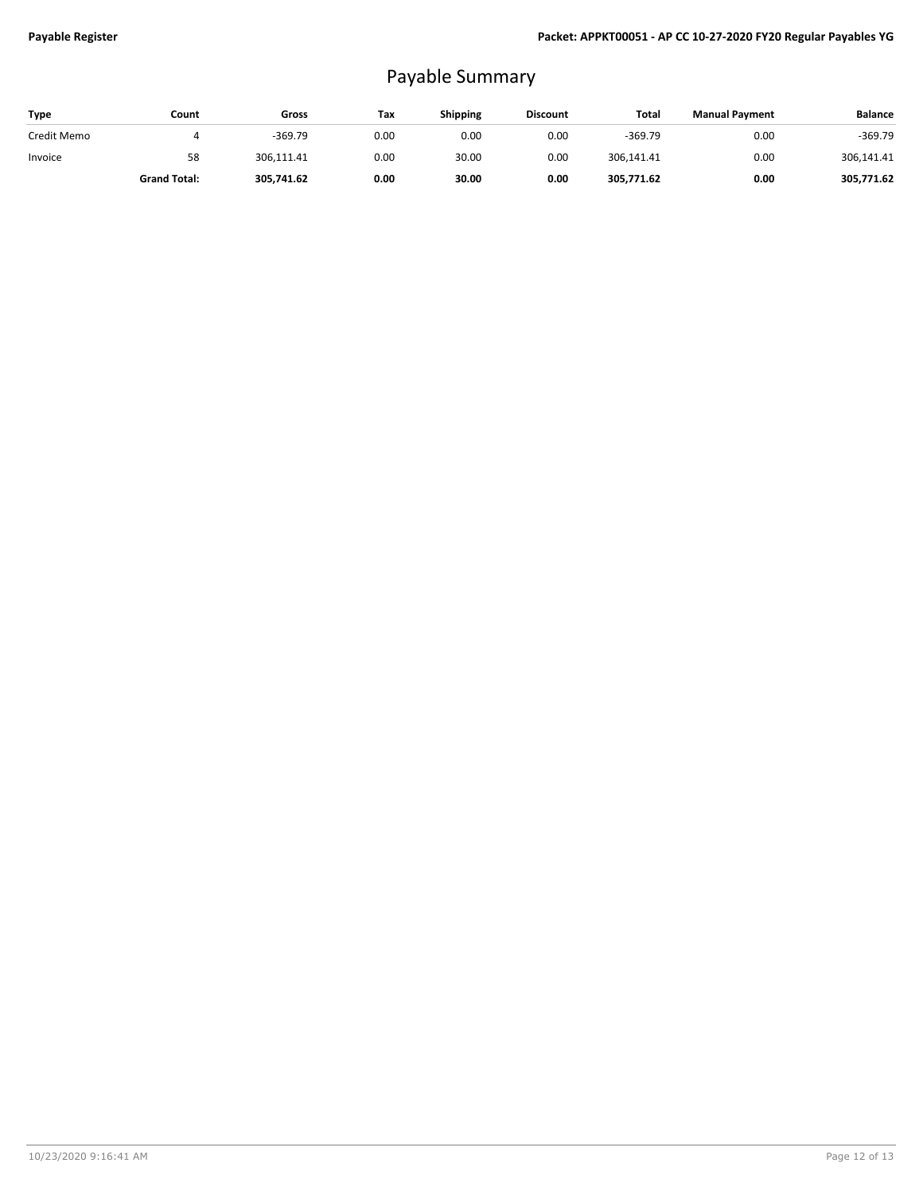# Payable Summary

| Type | Count | Gross | Tax | Shipping | Discount | Total | Manual Payment | Balance |
|---|---|---|---|---|---|---|---|---|
| Credit Memo | 4 | -369.79 | 0.00 | 0.00 | 0.00 | -369.79 | 0.00 | -369.79 |
| Invoice | 58 | 306,111.41 | 0.00 | 30.00 | 0.00 | 306,141.41 | 0.00 | 306,141.41 |
| | **Grand Total:** | **305,741.62** | **0.00** | **30.00** | **0.00** | **305,771.62** | **0.00** | **305,771.62** |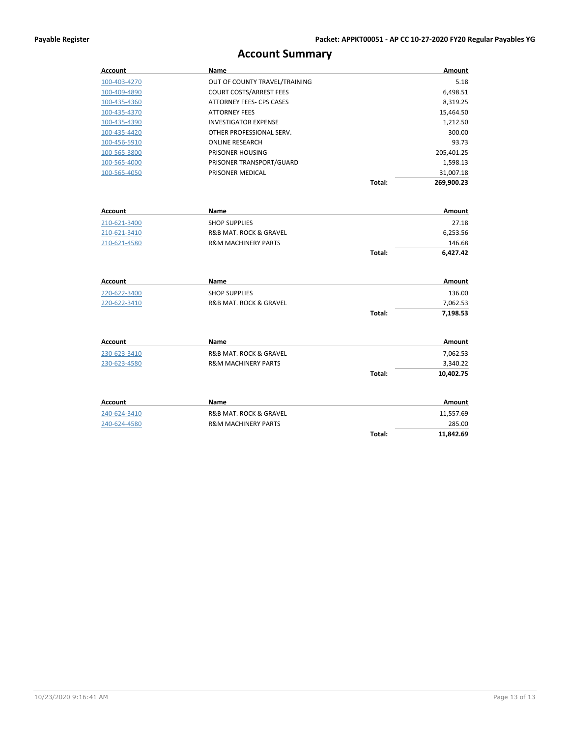# Account Summary

| Account | Name | | Amount |
|---|---|---|---|
| 100-403-4270 | OUT OF COUNTY TRAVEL/TRAINING | | 5.18 |
| 100-409-4890 | COURT COSTS/ARREST FEES | | 6,498.51 |
| 100-435-4360 | ATTORNEY FEES- CPS CASES | | 8,319.25 |
| 100-435-4370 | ATTORNEY FEES | | 15,464.50 |
| 100-435-4390 | INVESTIGATOR EXPENSE | | 1,212.50 |
| 100-435-4420 | OTHER PROFESSIONAL SERV. | | 300.00 |
| 100-456-5910 | ONLINE RESEARCH | | 93.73 |
| 100-565-3800 | PRISONER HOUSING | | 205,401.25 |
| 100-565-4000 | PRISONER TRANSPORT/GUARD | | 1,598.13 |
| 100-565-4050 | PRISONER MEDICAL | | 31,007.18 |
| | | **Total:** | **269,900.23** |

| Account | Name | | Amount |
|---|---|---|---|
| 210-621-3400 | SHOP SUPPLIES | | 27.18 |
| 210-621-3410 | R&B MAT. ROCK & GRAVEL | | 6,253.56 |
| 210-621-4580 | R&M MACHINERY PARTS | | 146.68 |
| | | **Total:** | **6,427.42** |

| Account | Name | | Amount |
|---|---|---|---|
| 220-622-3400 | SHOP SUPPLIES | | 136.00 |
| 220-622-3410 | R&B MAT. ROCK & GRAVEL | | 7,062.53 |
| | | **Total:** | **7,198.53** |

| Account | Name | | Amount |
|---|---|---|---|
| 230-623-3410 | R&B MAT. ROCK & GRAVEL | | 7,062.53 |
| 230-623-4580 | R&M MACHINERY PARTS | | 3,340.22 |
| | | **Total:** | **10,402.75** |

| Account | Name | | Amount |
|---|---|---|---|
| 240-624-3410 | R&B MAT. ROCK & GRAVEL | | 11,557.69 |
| 240-624-4580 | R&M MACHINERY PARTS | | 285.00 |
| | | **Total:** | **11,842.69** |